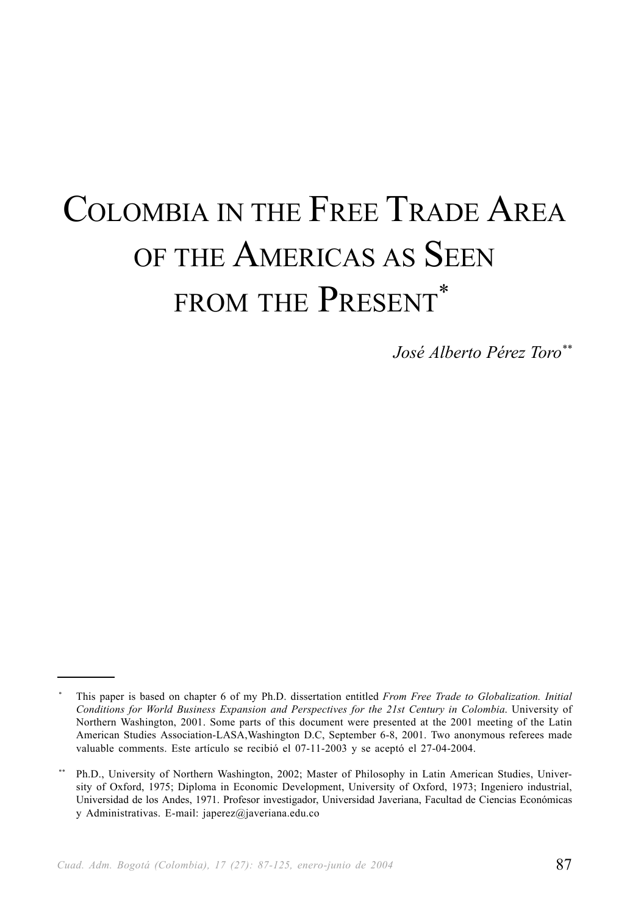# Colombia in the Free Trade Area of the Americas as Seen from the Present*

*José Alberto Pérez Toro***

---

\* This paper is based on chapter 6 of my Ph.D. dissertation entitled *From Free Trade to Globalization. Initial Conditions for World Business Expansion and Perspectives for the 21st Century in Colombia*. University of Northern Washington, 2001. Some parts of this document were presented at the 2001 meeting of the Latin American Studies Association-LASA,Washington D.C, September 6-8, 2001. Two anonymous referees made valuable comments. Este artículo se recibió el 07-11-2003 y se aceptó el 27-04-2004.

\** Ph.D., University of Northern Washington, 2002; Master of Philosophy in Latin American Studies, University of Oxford, 1975; Diploma in Economic Development, University of Oxford, 1973; Ingeniero industrial, Universidad de los Andes, 1971. Profesor investigador, Universidad Javeriana, Facultad de Ciencias Económicas y Administrativas. E-mail: japerez@javeriana.edu.co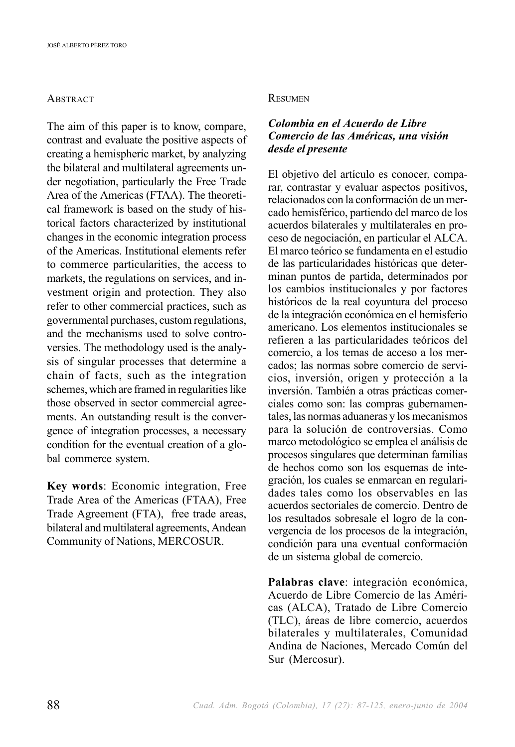## Abstract

The aim of this paper is to know, compare, contrast and evaluate the positive aspects of creating a hemispheric market, by analyzing the bilateral and multilateral agreements under negotiation, particularly the Free Trade Area of the Americas (FTAA). The theoretical framework is based on the study of historical factors characterized by institutional changes in the economic integration process of the Americas. Institutional elements refer to commerce particularities, the access to markets, the regulations on services, and investment origin and protection. They also refer to other commercial practices, such as governmental purchases, custom regulations, and the mechanisms used to solve controversies. The methodology used is the analysis of singular processes that determine a chain of facts, such as the integration schemes, which are framed in regularities like those observed in sector commercial agreements. An outstanding result is the convergence of integration processes, a necessary condition for the eventual creation of a global commerce system.

**Key words**: Economic integration, Free Trade Area of the Americas (FTAA), Free Trade Agreement (FTA), free trade areas, bilateral and multilateral agreements, Andean Community of Nations, MERCOSUR.

## Resumen

***Colombia en el Acuerdo de Libre Comercio de las Américas, una visión desde el presente***

El objetivo del artículo es conocer, comparar, contrastar y evaluar aspectos positivos, relacionados con la conformación de un mercado hemisférico, partiendo del marco de los acuerdos bilaterales y multilaterales en proceso de negociación, en particular el ALCA. El marco teórico se fundamenta en el estudio de las particularidades históricas que determinan puntos de partida, determinados por los cambios institucionales y por factores históricos de la real coyuntura del proceso de la integración económica en el hemisferio americano. Los elementos institucionales se refieren a las particularidades teóricos del comercio, a los temas de acceso a los mercados; las normas sobre comercio de servicios, inversión, origen y protección a la inversión. También a otras prácticas comerciales como son: las compras gubernamentales, las normas aduaneras y los mecanismos para la solución de controversias. Como marco metodológico se emplea el análisis de procesos singulares que determinan familias de hechos como son los esquemas de integración, los cuales se enmarcan en regularidades tales como los observables en las acuerdos sectoriales de comercio. Dentro de los resultados sobresale el logro de la convergencia de los procesos de la integración, condición para una eventual conformación de un sistema global de comercio.

**Palabras clave**: integración económica, Acuerdo de Libre Comercio de las Américas (ALCA), Tratado de Libre Comercio (TLC), áreas de libre comercio, acuerdos bilaterales y multilaterales, Comunidad Andina de Naciones, Mercado Común del Sur (Mercosur).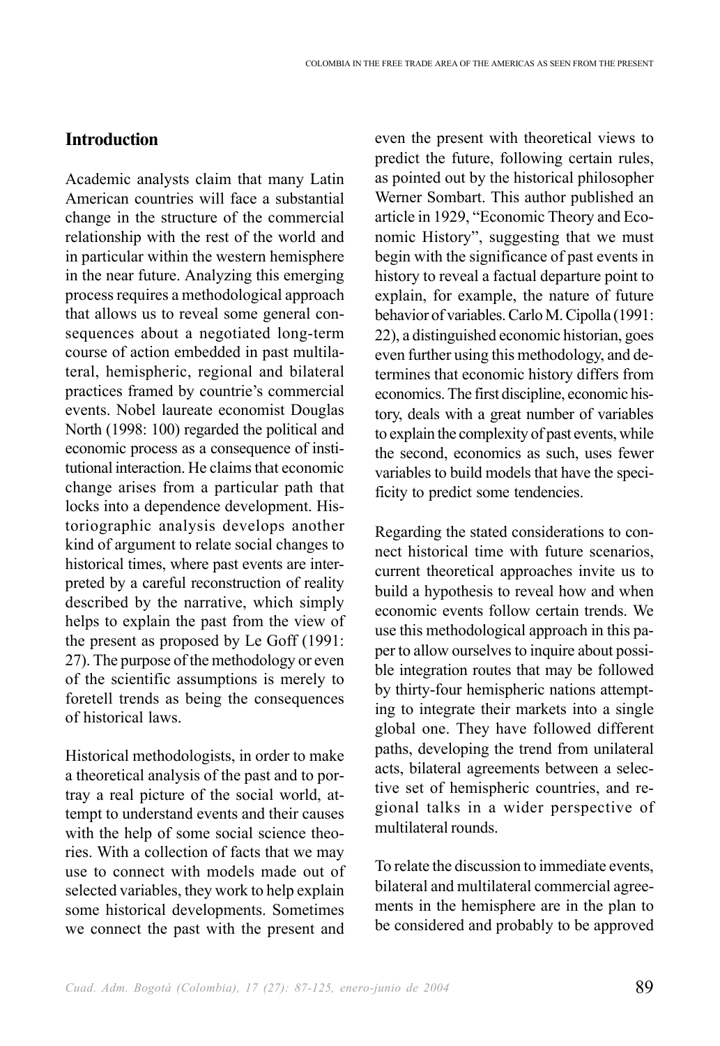## Introduction

Academic analysts claim that many Latin American countries will face a substantial change in the structure of the commercial relationship with the rest of the world and in particular within the western hemisphere in the near future. Analyzing this emerging process requires a methodological approach that allows us to reveal some general consequences about a negotiated long-term course of action embedded in past multilateral, hemispheric, regional and bilateral practices framed by countrie's commercial events. Nobel laureate economist Douglas North (1998: 100) regarded the political and economic process as a consequence of institutional interaction. He claims that economic change arises from a particular path that locks into a dependence development. Historiographic analysis develops another kind of argument to relate social changes to historical times, where past events are interpreted by a careful reconstruction of reality described by the narrative, which simply helps to explain the past from the view of the present as proposed by Le Goff (1991: 27). The purpose of the methodology or even of the scientific assumptions is merely to foretell trends as being the consequences of historical laws.

Historical methodologists, in order to make a theoretical analysis of the past and to portray a real picture of the social world, attempt to understand events and their causes with the help of some social science theories. With a collection of facts that we may use to connect with models made out of selected variables, they work to help explain some historical developments. Sometimes we connect the past with the present and even the present with theoretical views to predict the future, following certain rules, as pointed out by the historical philosopher Werner Sombart. This author published an article in 1929, "Economic Theory and Economic History", suggesting that we must begin with the significance of past events in history to reveal a factual departure point to explain, for example, the nature of future behavior of variables. Carlo M. Cipolla (1991: 22), a distinguished economic historian, goes even further using this methodology, and determines that economic history differs from economics. The first discipline, economic history, deals with a great number of variables to explain the complexity of past events, while the second, economics as such, uses fewer variables to build models that have the specificity to predict some tendencies.

Regarding the stated considerations to connect historical time with future scenarios, current theoretical approaches invite us to build a hypothesis to reveal how and when economic events follow certain trends. We use this methodological approach in this paper to allow ourselves to inquire about possible integration routes that may be followed by thirty-four hemispheric nations attempting to integrate their markets into a single global one. They have followed different paths, developing the trend from unilateral acts, bilateral agreements between a selective set of hemispheric countries, and regional talks in a wider perspective of multilateral rounds.

To relate the discussion to immediate events, bilateral and multilateral commercial agreements in the hemisphere are in the plan to be considered and probably to be approved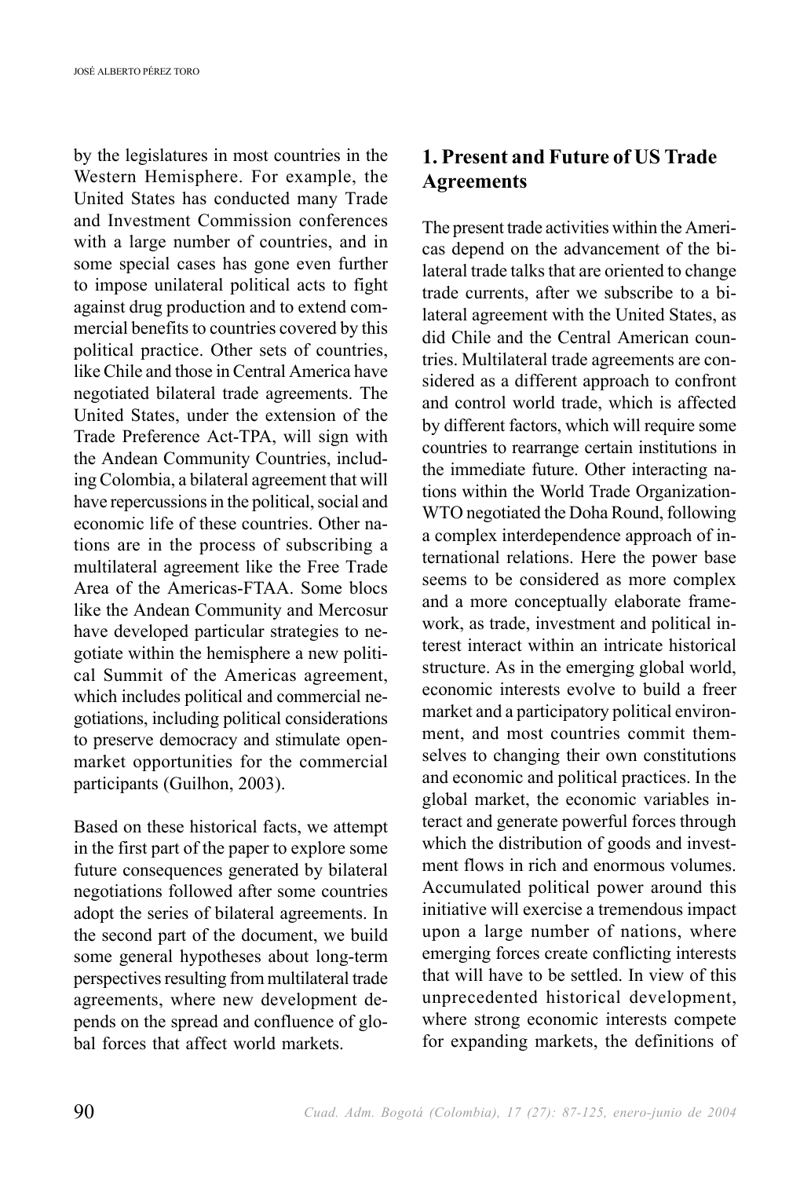by the legislatures in most countries in the Western Hemisphere. For example, the United States has conducted many Trade and Investment Commission conferences with a large number of countries, and in some special cases has gone even further to impose unilateral political acts to fight against drug production and to extend commercial benefits to countries covered by this political practice. Other sets of countries, like Chile and those in Central America have negotiated bilateral trade agreements. The United States, under the extension of the Trade Preference Act-TPA, will sign with the Andean Community Countries, including Colombia, a bilateral agreement that will have repercussions in the political, social and economic life of these countries. Other nations are in the process of subscribing a multilateral agreement like the Free Trade Area of the Americas-FTAA. Some blocs like the Andean Community and Mercosur have developed particular strategies to negotiate within the hemisphere a new political Summit of the Americas agreement, which includes political and commercial negotiations, including political considerations to preserve democracy and stimulate open-market opportunities for the commercial participants (Guilhon, 2003).

Based on these historical facts, we attempt in the first part of the paper to explore some future consequences generated by bilateral negotiations followed after some countries adopt the series of bilateral agreements. In the second part of the document, we build some general hypotheses about long-term perspectives resulting from multilateral trade agreements, where new development depends on the spread and confluence of global forces that affect world markets.

## 1. Present and Future of US Trade Agreements

The present trade activities within the Americas depend on the advancement of the bilateral trade talks that are oriented to change trade currents, after we subscribe to a bilateral agreement with the United States, as did Chile and the Central American countries. Multilateral trade agreements are considered as a different approach to confront and control world trade, which is affected by different factors, which will require some countries to rearrange certain institutions in the immediate future. Other interacting nations within the World Trade Organization-WTO negotiated the Doha Round, following a complex interdependence approach of international relations. Here the power base seems to be considered as more complex and a more conceptually elaborate framework, as trade, investment and political interest interact within an intricate historical structure. As in the emerging global world, economic interests evolve to build a freer market and a participatory political environment, and most countries commit themselves to changing their own constitutions and economic and political practices. In the global market, the economic variables interact and generate powerful forces through which the distribution of goods and investment flows in rich and enormous volumes. Accumulated political power around this initiative will exercise a tremendous impact upon a large number of nations, where emerging forces create conflicting interests that will have to be settled. In view of this unprecedented historical development, where strong economic interests compete for expanding markets, the definitions of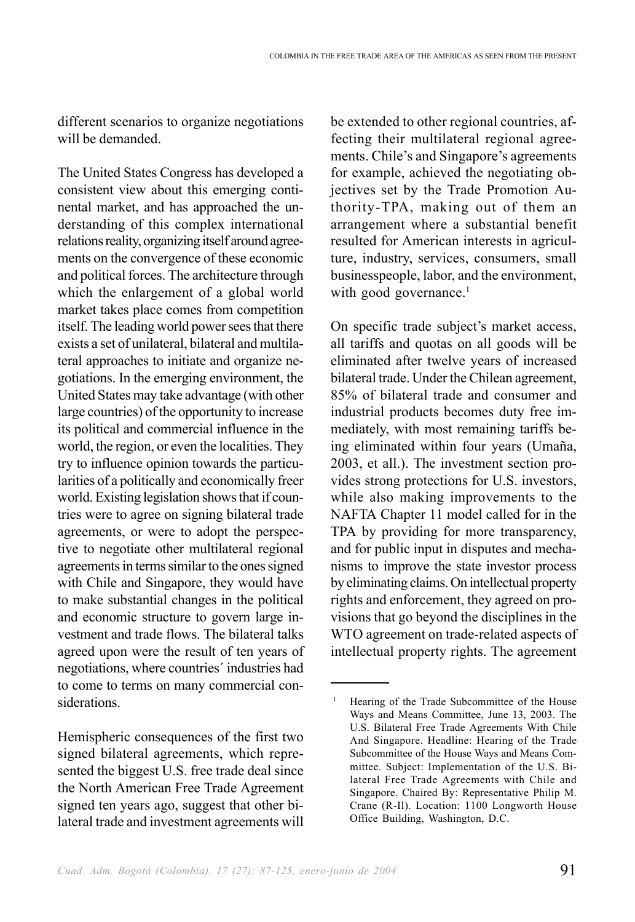different scenarios to organize negotiations will be demanded.

The United States Congress has developed a consistent view about this emerging continental market, and has approached the understanding of this complex international relations reality, organizing itself around agreements on the convergence of these economic and political forces. The architecture through which the enlargement of a global world market takes place comes from competition itself. The leading world power sees that there exists a set of unilateral, bilateral and multilateral approaches to initiate and organize negotiations. In the emerging environment, the United States may take advantage (with other large countries) of the opportunity to increase its political and commercial influence in the world, the region, or even the localities. They try to influence opinion towards the particularities of a politically and economically freer world. Existing legislation shows that if countries were to agree on signing bilateral trade agreements, or were to adopt the perspective to negotiate other multilateral regional agreements in terms similar to the ones signed with Chile and Singapore, they would have to make substantial changes in the political and economic structure to govern large investment and trade flows. The bilateral talks agreed upon were the result of ten years of negotiations, where countries´ industries had to come to terms on many commercial considerations.

Hemispheric consequences of the first two signed bilateral agreements, which represented the biggest U.S. free trade deal since the North American Free Trade Agreement signed ten years ago, suggest that other bilateral trade and investment agreements will be extended to other regional countries, affecting their multilateral regional agreements. Chile's and Singapore's agreements for example, achieved the negotiating objectives set by the Trade Promotion Authority-TPA, making out of them an arrangement where a substantial benefit resulted for American interests in agriculture, industry, services, consumers, small businesspeople, labor, and the environment, with good governance.[1]

On specific trade subject's market access, all tariffs and quotas on all goods will be eliminated after twelve years of increased bilateral trade. Under the Chilean agreement, 85% of bilateral trade and consumer and industrial products becomes duty free immediately, with most remaining tariffs being eliminated within four years (Umaña, 2003, et all.). The investment section provides strong protections for U.S. investors, while also making improvements to the NAFTA Chapter 11 model called for in the TPA by providing for more transparency, and for public input in disputes and mechanisms to improve the state investor process by eliminating claims. On intellectual property rights and enforcement, they agreed on provisions that go beyond the disciplines in the WTO agreement on trade-related aspects of intellectual property rights. The agreement

---

[1] Hearing of the Trade Subcommittee of the House Ways and Means Committee, June 13, 2003. The U.S. Bilateral Free Trade Agreements With Chile And Singapore. Headline: Hearing of the Trade Subcommittee of the House Ways and Means Committee. Subject: Implementation of the U.S. Bilateral Free Trade Agreements with Chile and Singapore. Chaired By: Representative Philip M. Crane (R-Il). Location: 1100 Longworth House Office Building, Washington, D.C.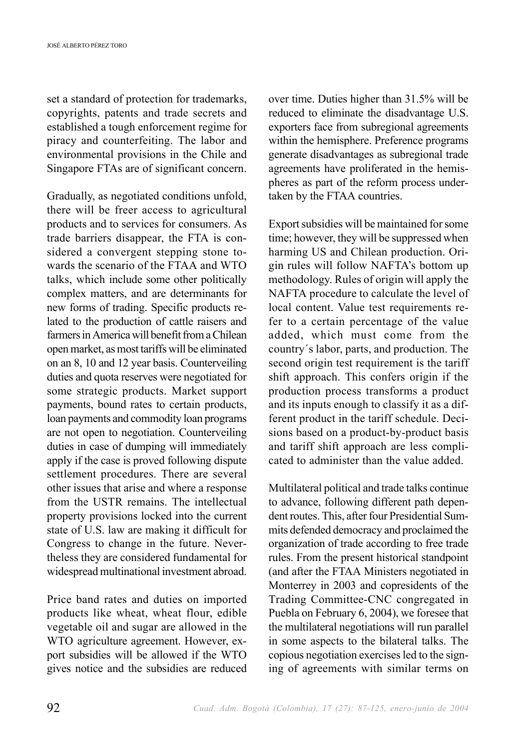set a standard of protection for trademarks, copyrights, patents and trade secrets and established a tough enforcement regime for piracy and counterfeiting. The labor and environmental provisions in the Chile and Singapore FTAs are of significant concern.

Gradually, as negotiated conditions unfold, there will be freer access to agricultural products and to services for consumers. As trade barriers disappear, the FTA is considered a convergent stepping stone towards the scenario of the FTAA and WTO talks, which include some other politically complex matters, and are determinants for new forms of trading. Specific products related to the production of cattle raisers and farmers in America will benefit from a Chilean open market, as most tariffs will be eliminated on an 8, 10 and 12 year basis. Counterveiling duties and quota reserves were negotiated for some strategic products. Market support payments, bound rates to certain products, loan payments and commodity loan programs are not open to negotiation. Counterveiling duties in case of dumping will immediately apply if the case is proved following dispute settlement procedures. There are several other issues that arise and where a response from the USTR remains. The intellectual property provisions locked into the current state of U.S. law are making it difficult for Congress to change in the future. Nevertheless they are considered fundamental for widespread multinational investment abroad.

Price band rates and duties on imported products like wheat, wheat flour, edible vegetable oil and sugar are allowed in the WTO agriculture agreement. However, export subsidies will be allowed if the WTO gives notice and the subsidies are reduced over time. Duties higher than 31.5% will be reduced to eliminate the disadvantage U.S. exporters face from subregional agreements within the hemisphere. Preference programs generate disadvantages as subregional trade agreements have proliferated in the hemispheres as part of the reform process undertaken by the FTAA countries.

Export subsidies will be maintained for some time; however, they will be suppressed when harming US and Chilean production. Origin rules will follow NAFTA's bottom up methodology. Rules of origin will apply the NAFTA procedure to calculate the level of local content. Value test requirements refer to a certain percentage of the value added, which must come from the country´s labor, parts, and production. The second origin test requirement is the tariff shift approach. This confers origin if the production process transforms a product and its inputs enough to classify it as a different product in the tariff schedule. Decisions based on a product-by-product basis and tariff shift approach are less complicated to administer than the value added.

Multilateral political and trade talks continue to advance, following different path dependent routes. This, after four Presidential Summits defended democracy and proclaimed the organization of trade according to free trade rules. From the present historical standpoint (and after the FTAA Ministers negotiated in Monterrey in 2003 and copresidents of the Trading Committee-CNC congregated in Puebla on February 6, 2004), we foresee that the multilateral negotiations will run parallel in some aspects to the bilateral talks. The copious negotiation exercises led to the signing of agreements with similar terms on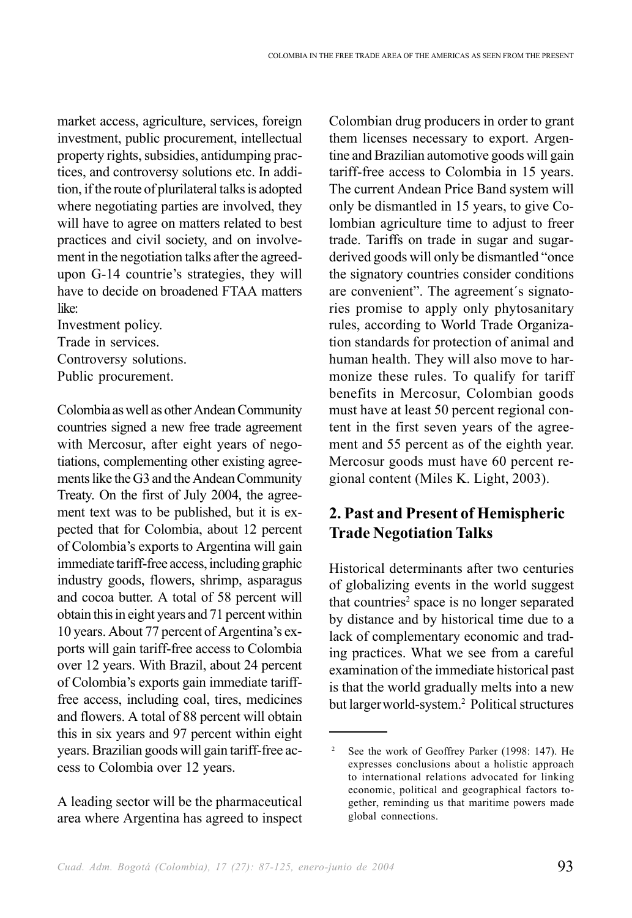market access, agriculture, services, foreign investment, public procurement, intellectual property rights, subsidies, antidumping practices, and controversy solutions etc. In addition, if the route of plurilateral talks is adopted where negotiating parties are involved, they will have to agree on matters related to best practices and civil society, and on involvement in the negotiation talks after the agreed-upon G-14 countrie's strategies, they will have to decide on broadened FTAA matters like:

Investment policy.
Trade in services.
Controversy solutions.
Public procurement.

Colombia as well as other Andean Community countries signed a new free trade agreement with Mercosur, after eight years of negotiations, complementing other existing agreements like the G3 and the Andean Community Treaty. On the first of July 2004, the agreement text was to be published, but it is expected that for Colombia, about 12 percent of Colombia's exports to Argentina will gain immediate tariff-free access, including graphic industry goods, flowers, shrimp, asparagus and cocoa butter. A total of 58 percent will obtain this in eight years and 71 percent within 10 years. About 77 percent of Argentina's exports will gain tariff-free access to Colombia over 12 years. With Brazil, about 24 percent of Colombia's exports gain immediate tariff-free access, including coal, tires, medicines and flowers. A total of 88 percent will obtain this in six years and 97 percent within eight years. Brazilian goods will gain tariff-free access to Colombia over 12 years.

A leading sector will be the pharmaceutical area where Argentina has agreed to inspect Colombian drug producers in order to grant them licenses necessary to export. Argentine and Brazilian automotive goods will gain tariff-free access to Colombia in 15 years. The current Andean Price Band system will only be dismantled in 15 years, to give Colombian agriculture time to adjust to freer trade. Tariffs on trade in sugar and sugar-derived goods will only be dismantled "once the signatory countries consider conditions are convenient". The agreement´s signatories promise to apply only phytosanitary rules, according to World Trade Organization standards for protection of animal and human health. They will also move to harmonize these rules. To qualify for tariff benefits in Mercosur, Colombian goods must have at least 50 percent regional content in the first seven years of the agreement and 55 percent as of the eighth year. Mercosur goods must have 60 percent regional content (Miles K. Light, 2003).

## 2. Past and Present of Hemispheric Trade Negotiation Talks

Historical determinants after two centuries of globalizing events in the world suggest that countries[2] space is no longer separated by distance and by historical time due to a lack of complementary economic and trading practices. What we see from a careful examination of the immediate historical past is that the world gradually melts into a new but larger world-system.[2] Political structures

[2] See the work of Geoffrey Parker (1998: 147). He expresses conclusions about a holistic approach to international relations advocated for linking economic, political and geographical factors together, reminding us that maritime powers made global connections.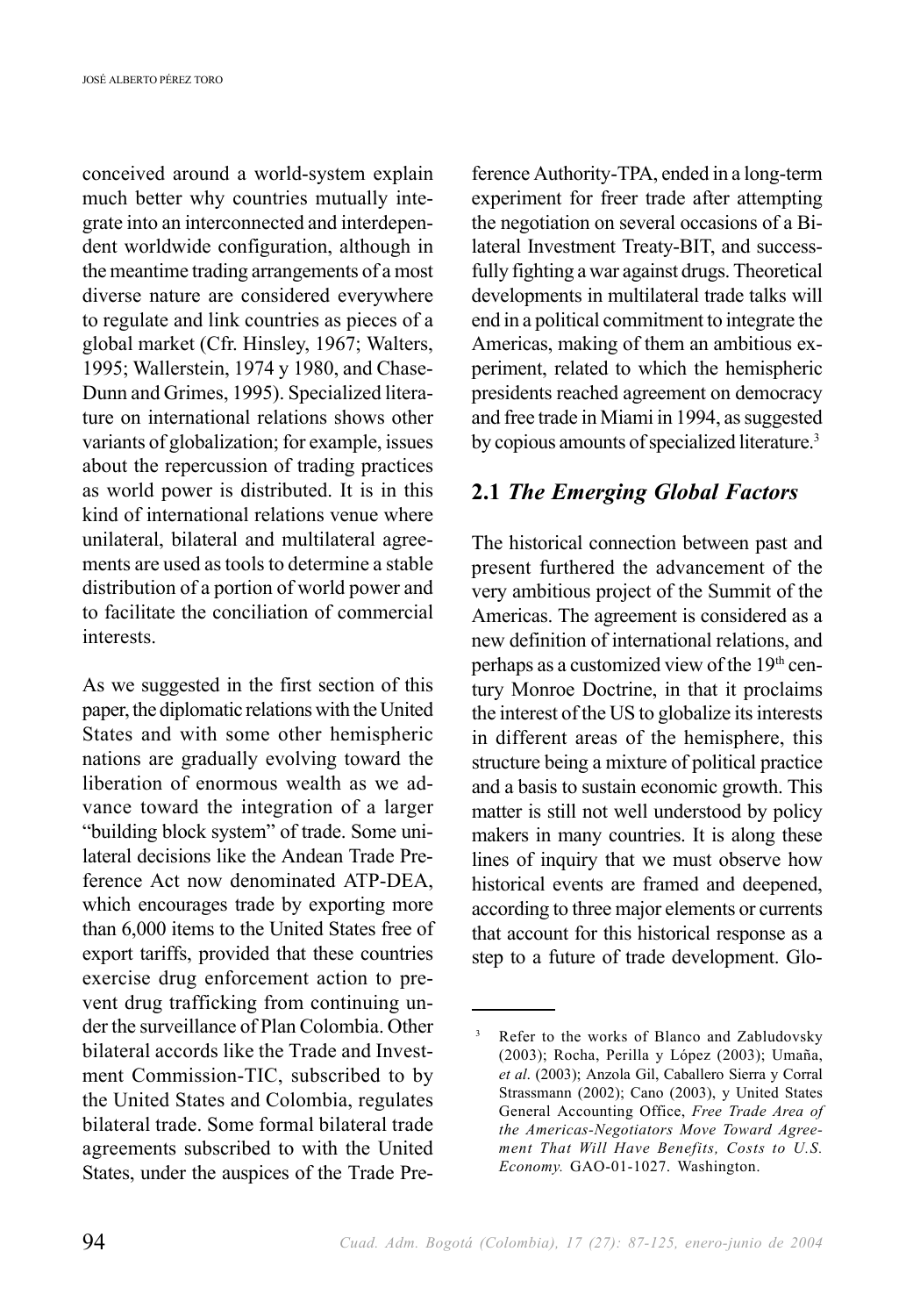conceived around a world-system explain much better why countries mutually integrate into an interconnected and interdependent worldwide configuration, although in the meantime trading arrangements of a most diverse nature are considered everywhere to regulate and link countries as pieces of a global market (Cfr. Hinsley, 1967; Walters, 1995; Wallerstein, 1974 y 1980, and Chase-Dunn and Grimes, 1995). Specialized literature on international relations shows other variants of globalization; for example, issues about the repercussion of trading practices as world power is distributed. It is in this kind of international relations venue where unilateral, bilateral and multilateral agreements are used as tools to determine a stable distribution of a portion of world power and to facilitate the conciliation of commercial interests.

As we suggested in the first section of this paper, the diplomatic relations with the United States and with some other hemispheric nations are gradually evolving toward the liberation of enormous wealth as we advance toward the integration of a larger "building block system" of trade. Some unilateral decisions like the Andean Trade Preference Act now denominated ATP-DEA, which encourages trade by exporting more than 6,000 items to the United States free of export tariffs, provided that these countries exercise drug enforcement action to prevent drug trafficking from continuing under the surveillance of Plan Colombia. Other bilateral accords like the Trade and Investment Commission-TIC, subscribed to by the United States and Colombia, regulates bilateral trade. Some formal bilateral trade agreements subscribed to with the United States, under the auspices of the Trade Preference Authority-TPA, ended in a long-term experiment for freer trade after attempting the negotiation on several occasions of a Bilateral Investment Treaty-BIT, and successfully fighting a war against drugs. Theoretical developments in multilateral trade talks will end in a political commitment to integrate the Americas, making of them an ambitious experiment, related to which the hemispheric presidents reached agreement on democracy and free trade in Miami in 1994, as suggested by copious amounts of specialized literature.[3]

## 2.1 *The Emerging Global Factors*

The historical connection between past and present furthered the advancement of the very ambitious project of the Summit of the Americas. The agreement is considered as a new definition of international relations, and perhaps as a customized view of the 19th century Monroe Doctrine, in that it proclaims the interest of the US to globalize its interests in different areas of the hemisphere, this structure being a mixture of political practice and a basis to sustain economic growth. This matter is still not well understood by policy makers in many countries. It is along these lines of inquiry that we must observe how historical events are framed and deepened, according to three major elements or currents that account for this historical response as a step to a future of trade development. Glo-

---

[3] Refer to the works of Blanco and Zabludovsky (2003); Rocha, Perilla y López (2003); Umaña, *et al*. (2003); Anzola Gil, Caballero Sierra y Corral Strassmann (2002); Cano (2003), y United States General Accounting Office, *Free Trade Area of the Americas-Negotiators Move Toward Agreement That Will Have Benefits, Costs to U.S. Economy.* GAO-01-1027. Washington.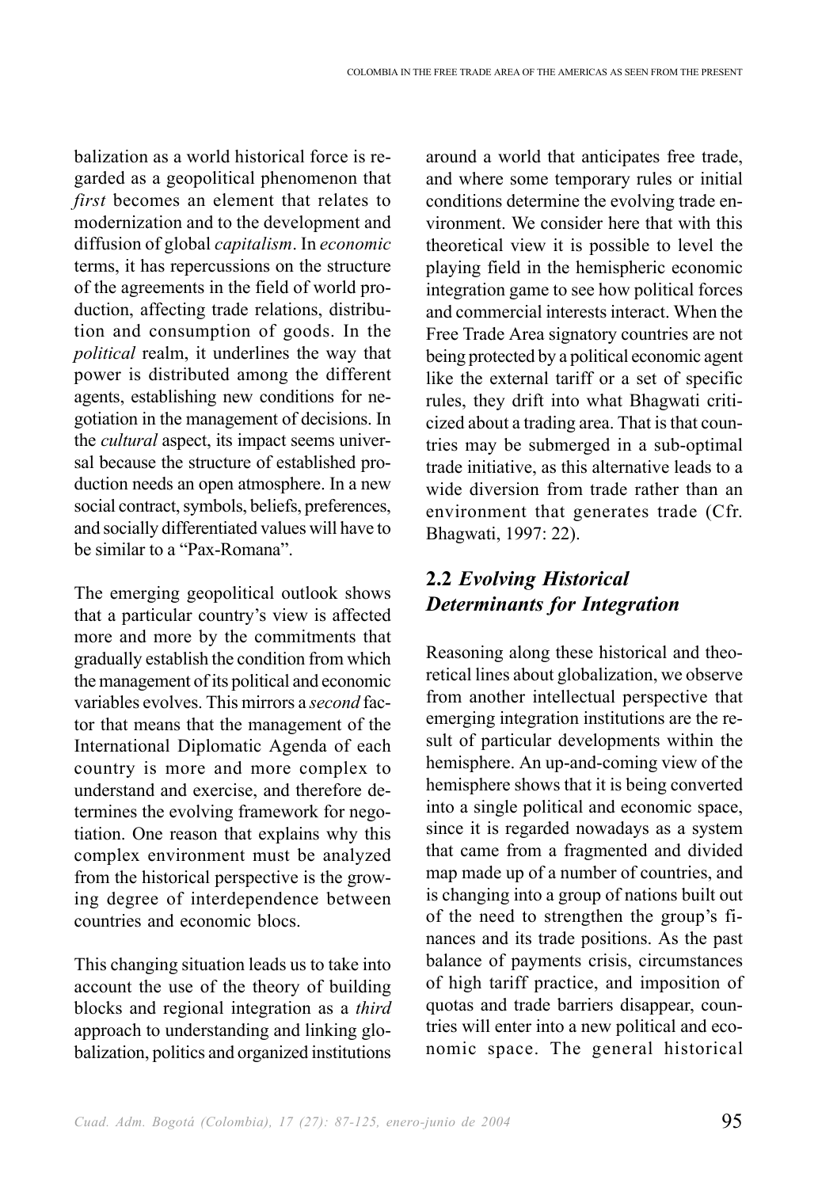balization as a world historical force is regarded as a geopolitical phenomenon that *first* becomes an element that relates to modernization and to the development and diffusion of global *capitalism*. In *economic* terms, it has repercussions on the structure of the agreements in the field of world production, affecting trade relations, distribution and consumption of goods. In the *political* realm, it underlines the way that power is distributed among the different agents, establishing new conditions for negotiation in the management of decisions. In the *cultural* aspect, its impact seems universal because the structure of established production needs an open atmosphere. In a new social contract, symbols, beliefs, preferences, and socially differentiated values will have to be similar to a "Pax-Romana".

The emerging geopolitical outlook shows that a particular country's view is affected more and more by the commitments that gradually establish the condition from which the management of its political and economic variables evolves. This mirrors a *second* factor that means that the management of the International Diplomatic Agenda of each country is more and more complex to understand and exercise, and therefore determines the evolving framework for negotiation. One reason that explains why this complex environment must be analyzed from the historical perspective is the growing degree of interdependence between countries and economic blocs.

This changing situation leads us to take into account the use of the theory of building blocks and regional integration as a *third* approach to understanding and linking globalization, politics and organized institutions around a world that anticipates free trade, and where some temporary rules or initial conditions determine the evolving trade environment. We consider here that with this theoretical view it is possible to level the playing field in the hemispheric economic integration game to see how political forces and commercial interests interact. When the Free Trade Area signatory countries are not being protected by a political economic agent like the external tariff or a set of specific rules, they drift into what Bhagwati criticized about a trading area. That is that countries may be submerged in a sub-optimal trade initiative, as this alternative leads to a wide diversion from trade rather than an environment that generates trade (Cfr. Bhagwati, 1997: 22).

## 2.2 *Evolving Historical Determinants for Integration*

Reasoning along these historical and theoretical lines about globalization, we observe from another intellectual perspective that emerging integration institutions are the result of particular developments within the hemisphere. An up-and-coming view of the hemisphere shows that it is being converted into a single political and economic space, since it is regarded nowadays as a system that came from a fragmented and divided map made up of a number of countries, and is changing into a group of nations built out of the need to strengthen the group's finances and its trade positions. As the past balance of payments crisis, circumstances of high tariff practice, and imposition of quotas and trade barriers disappear, countries will enter into a new political and economic space. The general historical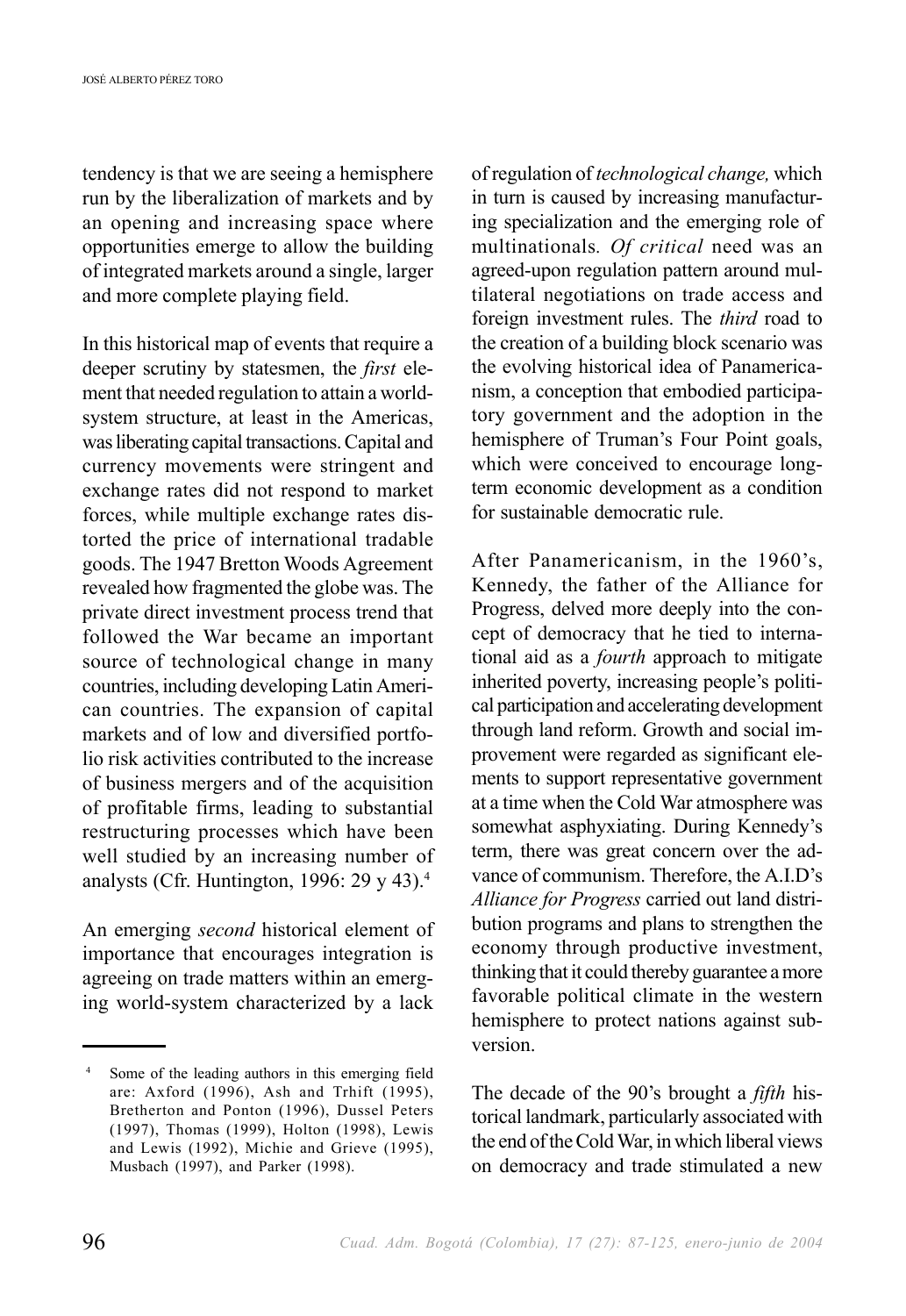tendency is that we are seeing a hemisphere run by the liberalization of markets and by an opening and increasing space where opportunities emerge to allow the building of integrated markets around a single, larger and more complete playing field.

In this historical map of events that require a deeper scrutiny by statesmen, the *first* element that needed regulation to attain a world-system structure, at least in the Americas, was liberating capital transactions. Capital and currency movements were stringent and exchange rates did not respond to market forces, while multiple exchange rates distorted the price of international tradable goods. The 1947 Bretton Woods Agreement revealed how fragmented the globe was. The private direct investment process trend that followed the War became an important source of technological change in many countries, including developing Latin American countries. The expansion of capital markets and of low and diversified portfolio risk activities contributed to the increase of business mergers and of the acquisition of profitable firms, leading to substantial restructuring processes which have been well studied by an increasing number of analysts (Cfr. Huntington, 1996: 29 y 43).[4]

An emerging *second* historical element of importance that encourages integration is agreeing on trade matters within an emerging world-system characterized by a lack of regulation of *technological change,* which in turn is caused by increasing manufacturing specialization and the emerging role of multinationals. *Of critical* need was an agreed-upon regulation pattern around multilateral negotiations on trade access and foreign investment rules. The *third* road to the creation of a building block scenario was the evolving historical idea of Panamericanism, a conception that embodied participatory government and the adoption in the hemisphere of Truman's Four Point goals, which were conceived to encourage long-term economic development as a condition for sustainable democratic rule.

After Panamericanism, in the 1960's, Kennedy, the father of the Alliance for Progress, delved more deeply into the concept of democracy that he tied to international aid as a *fourth* approach to mitigate inherited poverty, increasing people's political participation and accelerating development through land reform. Growth and social improvement were regarded as significant elements to support representative government at a time when the Cold War atmosphere was somewhat asphyxiating. During Kennedy's term, there was great concern over the advance of communism. Therefore, the A.I.D's *Alliance for Progress* carried out land distribution programs and plans to strengthen the economy through productive investment, thinking that it could thereby guarantee a more favorable political climate in the western hemisphere to protect nations against subversion.

The decade of the 90's brought a *fifth* historical landmark, particularly associated with the end of the Cold War, in which liberal views on democracy and trade stimulated a new

---

[4] Some of the leading authors in this emerging field are: Axford (1996), Ash and Trhift (1995), Bretherton and Ponton (1996), Dussel Peters (1997), Thomas (1999), Holton (1998), Lewis and Lewis (1992), Michie and Grieve (1995), Musbach (1997), and Parker (1998).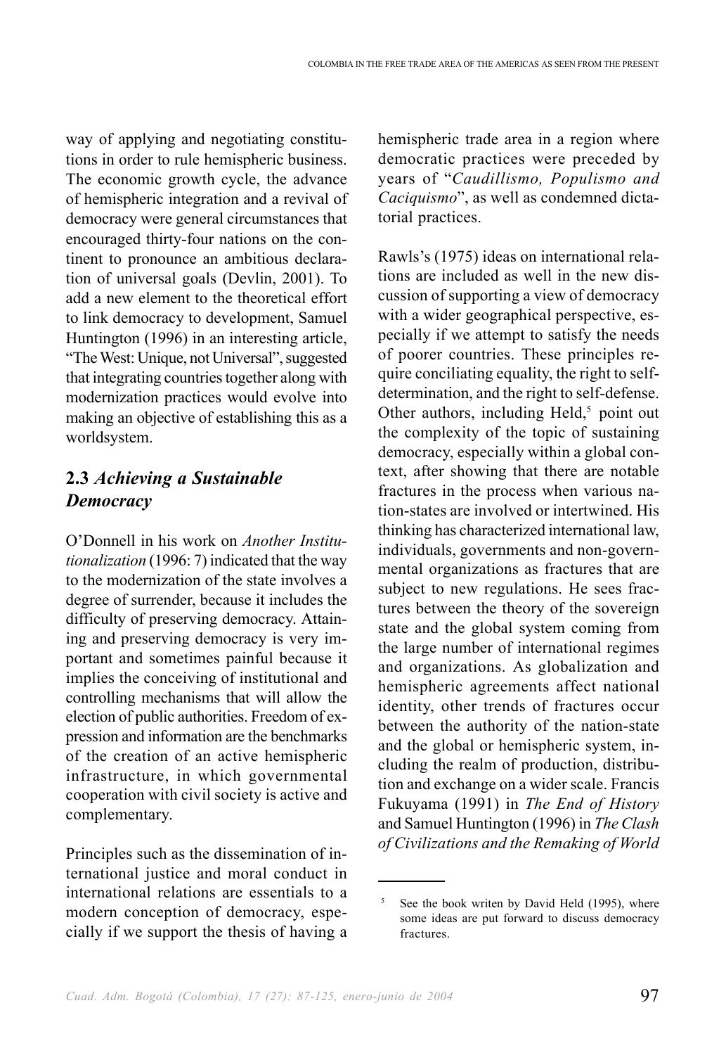way of applying and negotiating constitutions in order to rule hemispheric business. The economic growth cycle, the advance of hemispheric integration and a revival of democracy were general circumstances that encouraged thirty-four nations on the continent to pronounce an ambitious declaration of universal goals (Devlin, 2001). To add a new element to the theoretical effort to link democracy to development, Samuel Huntington (1996) in an interesting article, "The West: Unique, not Universal", suggested that integrating countries together along with modernization practices would evolve into making an objective of establishing this as a worldsystem.

## 2.3 *Achieving a Sustainable Democracy*

O'Donnell in his work on *Another Institutionalization* (1996: 7) indicated that the way to the modernization of the state involves a degree of surrender, because it includes the difficulty of preserving democracy. Attaining and preserving democracy is very important and sometimes painful because it implies the conceiving of institutional and controlling mechanisms that will allow the election of public authorities. Freedom of expression and information are the benchmarks of the creation of an active hemispheric infrastructure, in which governmental cooperation with civil society is active and complementary.

Principles such as the dissemination of international justice and moral conduct in international relations are essentials to a modern conception of democracy, especially if we support the thesis of having a hemispheric trade area in a region where democratic practices were preceded by years of "*Caudillismo, Populismo and Caciquismo*", as well as condemned dictatorial practices.

Rawls's (1975) ideas on international relations are included as well in the new discussion of supporting a view of democracy with a wider geographical perspective, especially if we attempt to satisfy the needs of poorer countries. These principles require conciliating equality, the right to self-determination, and the right to self-defense. Other authors, including Held,[5] point out the complexity of the topic of sustaining democracy, especially within a global context, after showing that there are notable fractures in the process when various nation-states are involved or intertwined. His thinking has characterized international law, individuals, governments and non-governmental organizations as fractures that are subject to new regulations. He sees fractures between the theory of the sovereign state and the global system coming from the large number of international regimes and organizations. As globalization and hemispheric agreements affect national identity, other trends of fractures occur between the authority of the nation-state and the global or hemispheric system, including the realm of production, distribution and exchange on a wider scale. Francis Fukuyama (1991) in *The End of History* and Samuel Huntington (1996) in *The Clash of Civilizations and the Remaking of World*

[5] See the book writen by David Held (1995), where some ideas are put forward to discuss democracy fractures.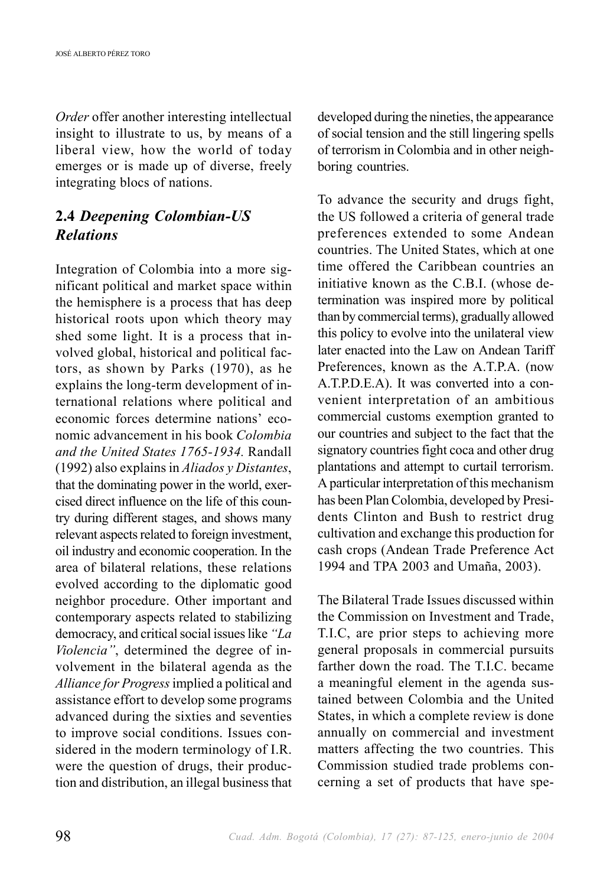*Order* offer another interesting intellectual insight to illustrate to us, by means of a liberal view, how the world of today emerges or is made up of diverse, freely integrating blocs of nations.

## 2.4 *Deepening Colombian-US Relations*

Integration of Colombia into a more significant political and market space within the hemisphere is a process that has deep historical roots upon which theory may shed some light. It is a process that involved global, historical and political factors, as shown by Parks (1970), as he explains the long-term development of international relations where political and economic forces determine nations' economic advancement in his book *Colombia and the United States 1765-1934*. Randall (1992) also explains in *Aliados y Distantes*, that the dominating power in the world, exercised direct influence on the life of this country during different stages, and shows many relevant aspects related to foreign investment, oil industry and economic cooperation. In the area of bilateral relations, these relations evolved according to the diplomatic good neighbor procedure. Other important and contemporary aspects related to stabilizing democracy, and critical social issues like *"La Violencia"*, determined the degree of involvement in the bilateral agenda as the *Alliance for Progress* implied a political and assistance effort to develop some programs advanced during the sixties and seventies to improve social conditions. Issues considered in the modern terminology of I.R. were the question of drugs, their production and distribution, an illegal business that developed during the nineties, the appearance of social tension and the still lingering spells of terrorism in Colombia and in other neighboring countries.

To advance the security and drugs fight, the US followed a criteria of general trade preferences extended to some Andean countries. The United States, which at one time offered the Caribbean countries an initiative known as the C.B.I. (whose determination was inspired more by political than by commercial terms), gradually allowed this policy to evolve into the unilateral view later enacted into the Law on Andean Tariff Preferences, known as the A.T.P.A. (now A.T.P.D.E.A). It was converted into a convenient interpretation of an ambitious commercial customs exemption granted to our countries and subject to the fact that the signatory countries fight coca and other drug plantations and attempt to curtail terrorism. A particular interpretation of this mechanism has been Plan Colombia, developed by Presidents Clinton and Bush to restrict drug cultivation and exchange this production for cash crops (Andean Trade Preference Act 1994 and TPA 2003 and Umaña, 2003).

The Bilateral Trade Issues discussed within the Commission on Investment and Trade, T.I.C, are prior steps to achieving more general proposals in commercial pursuits farther down the road. The T.I.C. became a meaningful element in the agenda sustained between Colombia and the United States, in which a complete review is done annually on commercial and investment matters affecting the two countries. This Commission studied trade problems concerning a set of products that have spe-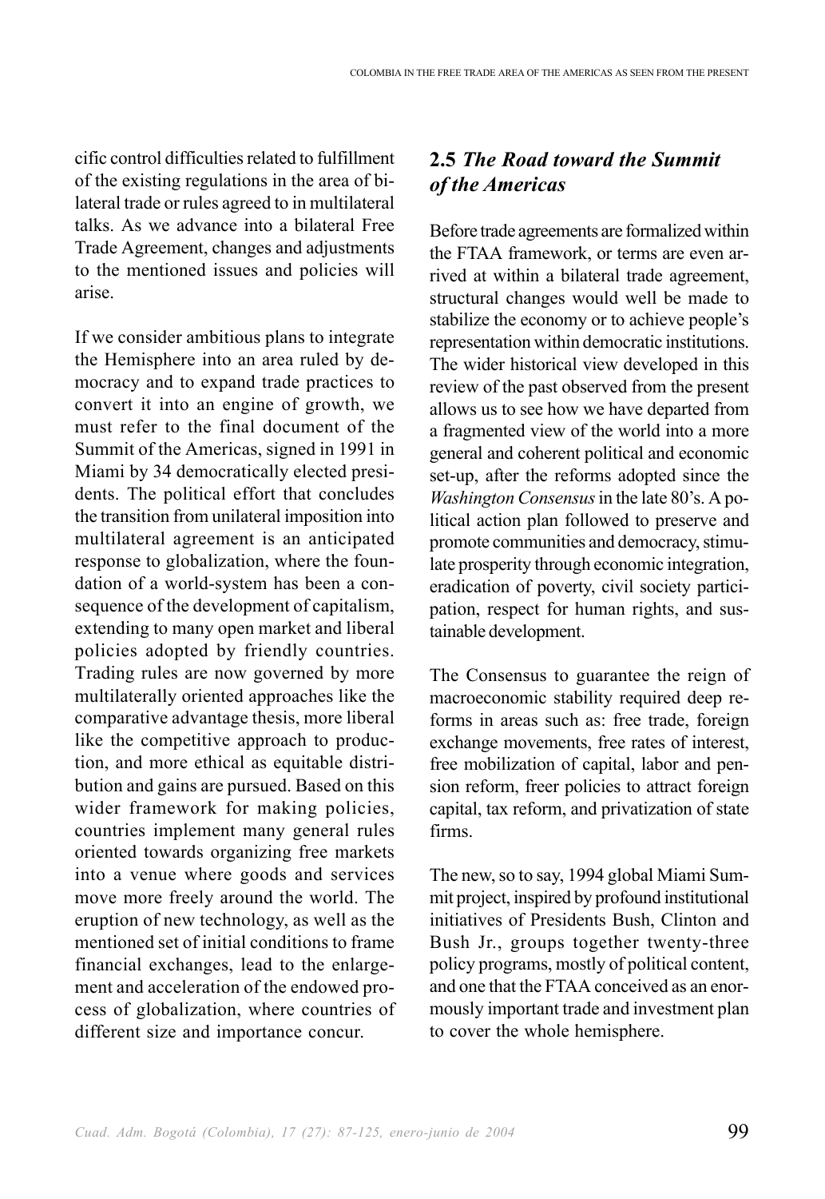cific control difficulties related to fulfillment of the existing regulations in the area of bilateral trade or rules agreed to in multilateral talks. As we advance into a bilateral Free Trade Agreement, changes and adjustments to the mentioned issues and policies will arise.

If we consider ambitious plans to integrate the Hemisphere into an area ruled by democracy and to expand trade practices to convert it into an engine of growth, we must refer to the final document of the Summit of the Americas, signed in 1991 in Miami by 34 democratically elected presidents. The political effort that concludes the transition from unilateral imposition into multilateral agreement is an anticipated response to globalization, where the foundation of a world-system has been a consequence of the development of capitalism, extending to many open market and liberal policies adopted by friendly countries. Trading rules are now governed by more multilaterally oriented approaches like the comparative advantage thesis, more liberal like the competitive approach to production, and more ethical as equitable distribution and gains are pursued. Based on this wider framework for making policies, countries implement many general rules oriented towards organizing free markets into a venue where goods and services move more freely around the world. The eruption of new technology, as well as the mentioned set of initial conditions to frame financial exchanges, lead to the enlargement and acceleration of the endowed process of globalization, where countries of different size and importance concur.

## 2.5 *The Road toward the Summit of the Americas*

Before trade agreements are formalized within the FTAA framework, or terms are even arrived at within a bilateral trade agreement, structural changes would well be made to stabilize the economy or to achieve people's representation within democratic institutions. The wider historical view developed in this review of the past observed from the present allows us to see how we have departed from a fragmented view of the world into a more general and coherent political and economic set-up, after the reforms adopted since the *Washington Consensus* in the late 80's. A political action plan followed to preserve and promote communities and democracy, stimulate prosperity through economic integration, eradication of poverty, civil society participation, respect for human rights, and sustainable development.

The Consensus to guarantee the reign of macroeconomic stability required deep reforms in areas such as: free trade, foreign exchange movements, free rates of interest, free mobilization of capital, labor and pension reform, freer policies to attract foreign capital, tax reform, and privatization of state firms.

The new, so to say, 1994 global Miami Summit project, inspired by profound institutional initiatives of Presidents Bush, Clinton and Bush Jr., groups together twenty-three policy programs, mostly of political content, and one that the FTAA conceived as an enormously important trade and investment plan to cover the whole hemisphere.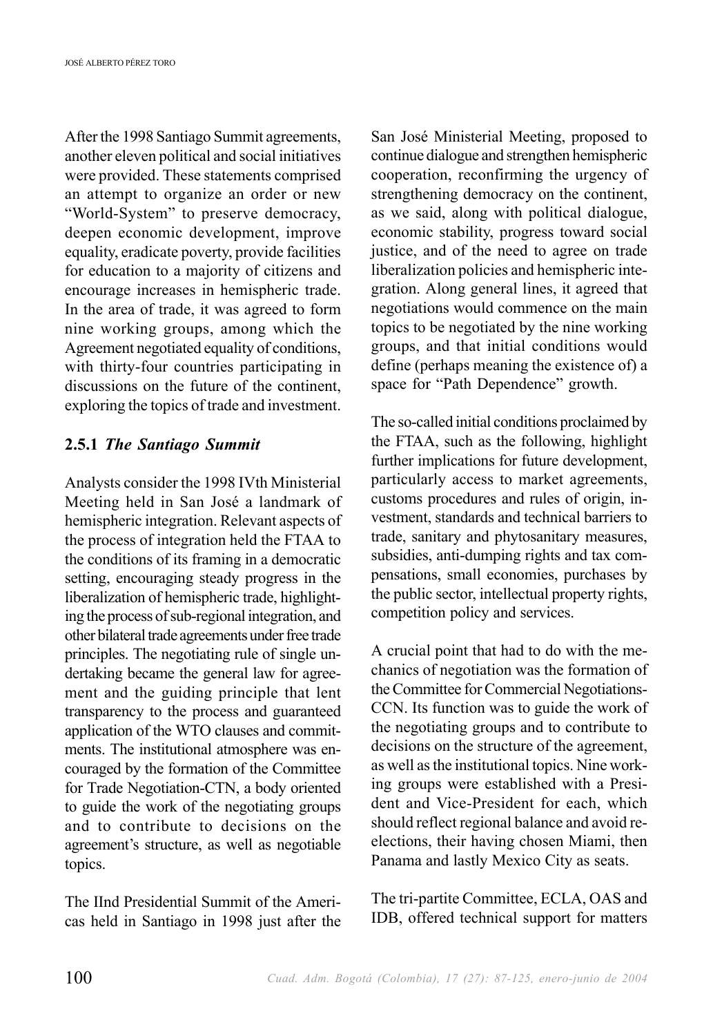After the 1998 Santiago Summit agreements, another eleven political and social initiatives were provided. These statements comprised an attempt to organize an order or new "World-System" to preserve democracy, deepen economic development, improve equality, eradicate poverty, provide facilities for education to a majority of citizens and encourage increases in hemispheric trade. In the area of trade, it was agreed to form nine working groups, among which the Agreement negotiated equality of conditions, with thirty-four countries participating in discussions on the future of the continent, exploring the topics of trade and investment.

### 2.5.1 *The Santiago Summit*

Analysts consider the 1998 IVth Ministerial Meeting held in San José a landmark of hemispheric integration. Relevant aspects of the process of integration held the FTAA to the conditions of its framing in a democratic setting, encouraging steady progress in the liberalization of hemispheric trade, highlighting the process of sub-regional integration, and other bilateral trade agreements under free trade principles. The negotiating rule of single undertaking became the general law for agreement and the guiding principle that lent transparency to the process and guaranteed application of the WTO clauses and commitments. The institutional atmosphere was encouraged by the formation of the Committee for Trade Negotiation-CTN, a body oriented to guide the work of the negotiating groups and to contribute to decisions on the agreement's structure, as well as negotiable topics.

The IInd Presidential Summit of the Americas held in Santiago in 1998 just after the San José Ministerial Meeting, proposed to continue dialogue and strengthen hemispheric cooperation, reconfirming the urgency of strengthening democracy on the continent, as we said, along with political dialogue, economic stability, progress toward social justice, and of the need to agree on trade liberalization policies and hemispheric integration. Along general lines, it agreed that negotiations would commence on the main topics to be negotiated by the nine working groups, and that initial conditions would define (perhaps meaning the existence of) a space for "Path Dependence" growth.

The so-called initial conditions proclaimed by the FTAA, such as the following, highlight further implications for future development, particularly access to market agreements, customs procedures and rules of origin, investment, standards and technical barriers to trade, sanitary and phytosanitary measures, subsidies, anti-dumping rights and tax compensations, small economies, purchases by the public sector, intellectual property rights, competition policy and services.

A crucial point that had to do with the mechanics of negotiation was the formation of the Committee for Commercial Negotiations-CCN. Its function was to guide the work of the negotiating groups and to contribute to decisions on the structure of the agreement, as well as the institutional topics. Nine working groups were established with a President and Vice-President for each, which should reflect regional balance and avoid reelections, their having chosen Miami, then Panama and lastly Mexico City as seats.

The tri-partite Committee, ECLA, OAS and IDB, offered technical support for matters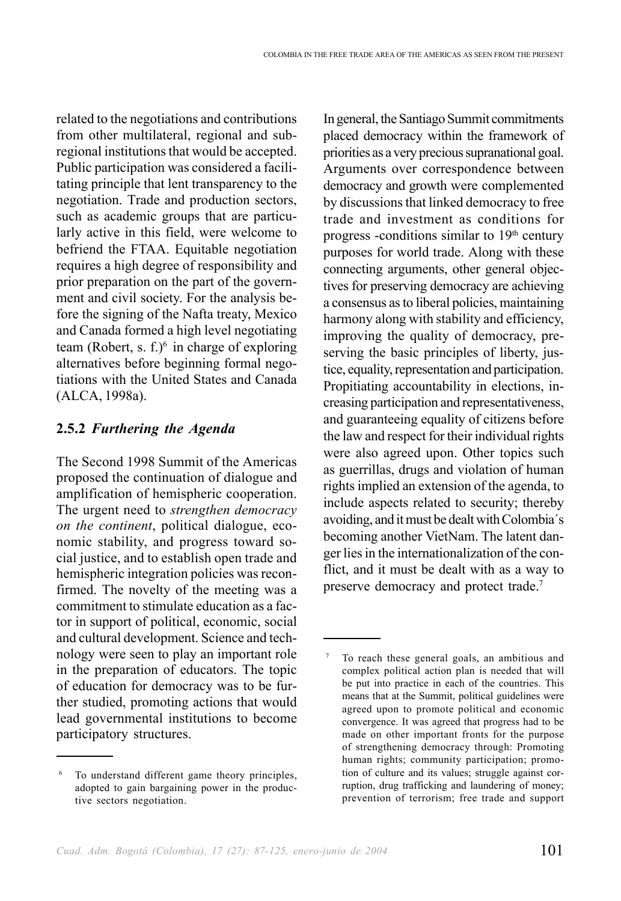related to the negotiations and contributions from other multilateral, regional and subregional institutions that would be accepted. Public participation was considered a facilitating principle that lent transparency to the negotiation. Trade and production sectors, such as academic groups that are particularly active in this field, were welcome to befriend the FTAA. Equitable negotiation requires a high degree of responsibility and prior preparation on the part of the government and civil society. For the analysis before the signing of the Nafta treaty, Mexico and Canada formed a high level negotiating team (Robert, s. f.)[6] in charge of exploring alternatives before beginning formal negotiations with the United States and Canada (ALCA, 1998a).

### 2.5.2 *Furthering the Agenda*

The Second 1998 Summit of the Americas proposed the continuation of dialogue and amplification of hemispheric cooperation. The urgent need to *strengthen democracy on the continent*, political dialogue, economic stability, and progress toward social justice, and to establish open trade and hemispheric integration policies was reconfirmed. The novelty of the meeting was a commitment to stimulate education as a factor in support of political, economic, social and cultural development. Science and technology were seen to play an important role in the preparation of educators. The topic of education for democracy was to be further studied, promoting actions that would lead governmental institutions to become participatory structures.

In general, the Santiago Summit commitments placed democracy within the framework of priorities as a very precious supranational goal. Arguments over correspondence between democracy and growth were complemented by discussions that linked democracy to free trade and investment as conditions for progress -conditions similar to 19th century purposes for world trade. Along with these connecting arguments, other general objectives for preserving democracy are achieving a consensus as to liberal policies, maintaining harmony along with stability and efficiency, improving the quality of democracy, preserving the basic principles of liberty, justice, equality, representation and participation. Propitiating accountability in elections, increasing participation and representativeness, and guaranteeing equality of citizens before the law and respect for their individual rights were also agreed upon. Other topics such as guerrillas, drugs and violation of human rights implied an extension of the agenda, to include aspects related to security; thereby avoiding, and it must be dealt with Colombia´s becoming another VietNam. The latent danger lies in the internationalization of the conflict, and it must be dealt with as a way to preserve democracy and protect trade.[7]

---

[6] To understand different game theory principles, adopted to gain bargaining power in the productive sectors negotiation.

[7] To reach these general goals, an ambitious and complex political action plan is needed that will be put into practice in each of the countries. This means that at the Summit, political guidelines were agreed upon to promote political and economic convergence. It was agreed that progress had to be made on other important fronts for the purpose of strengthening democracy through: Promoting human rights; community participation; promotion of culture and its values; struggle against corruption, drug trafficking and laundering of money; prevention of terrorism; free trade and support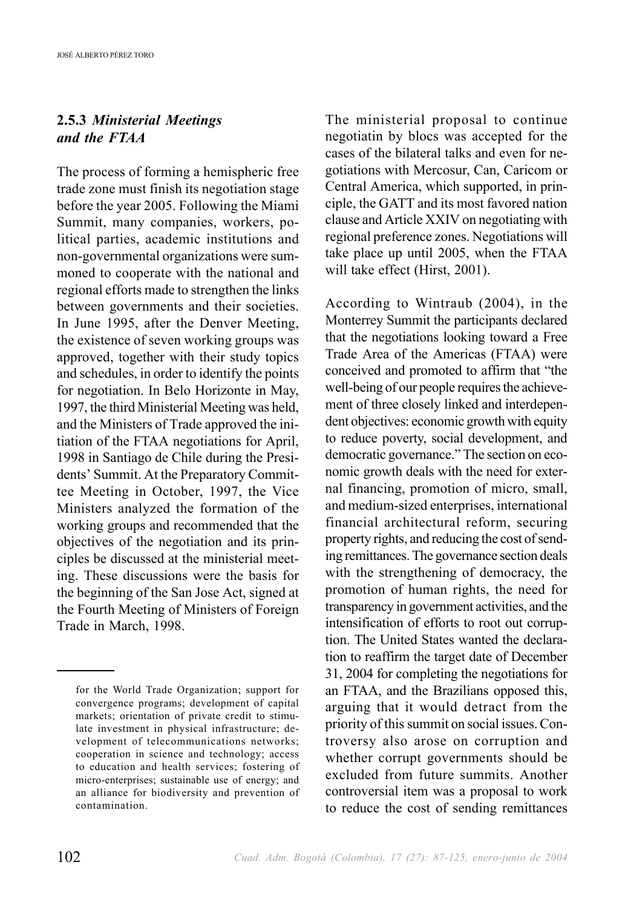### 2.5.3 *Ministerial Meetings and the FTAA*

The process of forming a hemispheric free trade zone must finish its negotiation stage before the year 2005. Following the Miami Summit, many companies, workers, political parties, academic institutions and non-governmental organizations were summoned to cooperate with the national and regional efforts made to strengthen the links between governments and their societies. In June 1995, after the Denver Meeting, the existence of seven working groups was approved, together with their study topics and schedules, in order to identify the points for negotiation. In Belo Horizonte in May, 1997, the third Ministerial Meeting was held, and the Ministers of Trade approved the initiation of the FTAA negotiations for April, 1998 in Santiago de Chile during the Presidents' Summit. At the Preparatory Committee Meeting in October, 1997, the Vice Ministers analyzed the formation of the working groups and recommended that the objectives of the negotiation and its principles be discussed at the ministerial meeting. These discussions were the basis for the beginning of the San Jose Act, signed at the Fourth Meeting of Ministers of Foreign Trade in March, 1998.

The ministerial proposal to continue negotiatin by blocs was accepted for the cases of the bilateral talks and even for negotiations with Mercosur, Can, Caricom or Central America, which supported, in principle, the GATT and its most favored nation clause and Article XXIV on negotiating with regional preference zones. Negotiations will take place up until 2005, when the FTAA will take effect (Hirst, 2001).

According to Wintraub (2004), in the Monterrey Summit the participants declared that the negotiations looking toward a Free Trade Area of the Americas (FTAA) were conceived and promoted to affirm that "the well-being of our people requires the achievement of three closely linked and interdependent objectives: economic growth with equity to reduce poverty, social development, and democratic governance." The section on economic growth deals with the need for external financing, promotion of micro, small, and medium-sized enterprises, international financial architectural reform, securing property rights, and reducing the cost of sending remittances. The governance section deals with the strengthening of democracy, the promotion of human rights, the need for transparency in government activities, and the intensification of efforts to root out corruption. The United States wanted the declaration to reaffirm the target date of December 31, 2004 for completing the negotiations for an FTAA, and the Brazilians opposed this, arguing that it would detract from the priority of this summit on social issues. Controversy also arose on corruption and whether corrupt governments should be excluded from future summits. Another controversial item was a proposal to work to reduce the cost of sending remittances

---

for the World Trade Organization; support for convergence programs; development of capital markets; orientation of private credit to stimulate investment in physical infrastructure; development of telecommunications networks; cooperation in science and technology; access to education and health services; fostering of micro-enterprises; sustainable use of energy; and an alliance for biodiversity and prevention of contamination.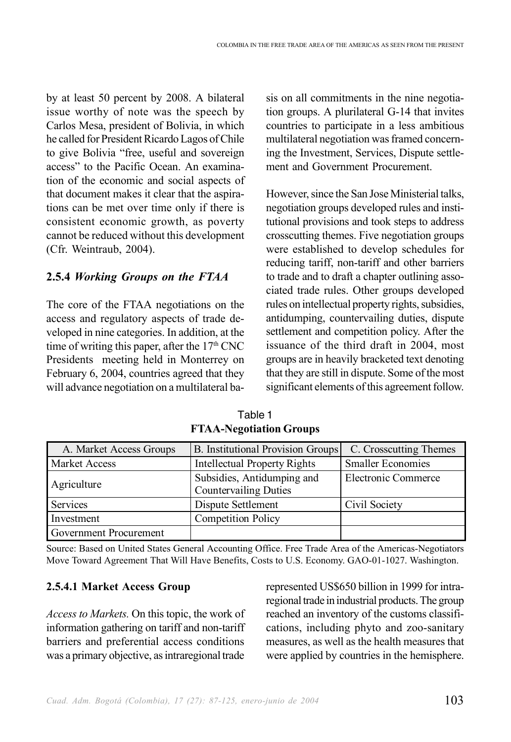by at least 50 percent by 2008. A bilateral issue worthy of note was the speech by Carlos Mesa, president of Bolivia, in which he called for President Ricardo Lagos of Chile to give Bolivia "free, useful and sovereign access" to the Pacific Ocean. An examination of the economic and social aspects of that document makes it clear that the aspirations can be met over time only if there is consistent economic growth, as poverty cannot be reduced without this development (Cfr. Weintraub, 2004).

### 2.5.4 *Working Groups on the FTAA*

The core of the FTAA negotiations on the access and regulatory aspects of trade developed in nine categories. In addition, at the time of writing this paper, after the 17th CNC Presidents meeting held in Monterrey on February 6, 2004, countries agreed that they will advance negotiation on a multilateral basis on all commitments in the nine negotiation groups. A plurilateral G-14 that invites countries to participate in a less ambitious multilateral negotiation was framed concerning the Investment, Services, Dispute settlement and Government Procurement.

However, since the San Jose Ministerial talks, negotiation groups developed rules and institutional provisions and took steps to address crosscutting themes. Five negotiation groups were established to develop schedules for reducing tariff, non-tariff and other barriers to trade and to draft a chapter outlining associated trade rules. Other groups developed rules on intellectual property rights, subsidies, antidumping, countervailing duties, dispute settlement and competition policy. After the issuance of the third draft in 2004, most groups are in heavily bracketed text denoting that they are still in dispute. Some of the most significant elements of this agreement follow.

Table 1
**FTAA-Negotiation Groups**

| A. Market Access Groups | B. Institutional Provision Groups | C. Crosscutting Themes |
|---|---|---|
| Market Access | Intellectual Property Rights | Smaller Economies |
| Agriculture | Subsidies, Antidumping and Countervailing Duties | Electronic Commerce |
| Services | Dispute Settlement | Civil Society |
| Investment | Competition Policy | |
| Government Procurement | | |

Source: Based on United States General Accounting Office. Free Trade Area of the Americas-Negotiators Move Toward Agreement That Will Have Benefits, Costs to U.S. Economy. GAO-01-1027. Washington.

#### 2.5.4.1 Market Access Group

*Access to Markets.* On this topic, the work of information gathering on tariff and non-tariff barriers and preferential access conditions was a primary objective, as intraregional trade represented US$650 billion in 1999 for intraregional trade in industrial products. The group reached an inventory of the customs classifications, including phyto and zoo-sanitary measures, as well as the health measures that were applied by countries in the hemisphere.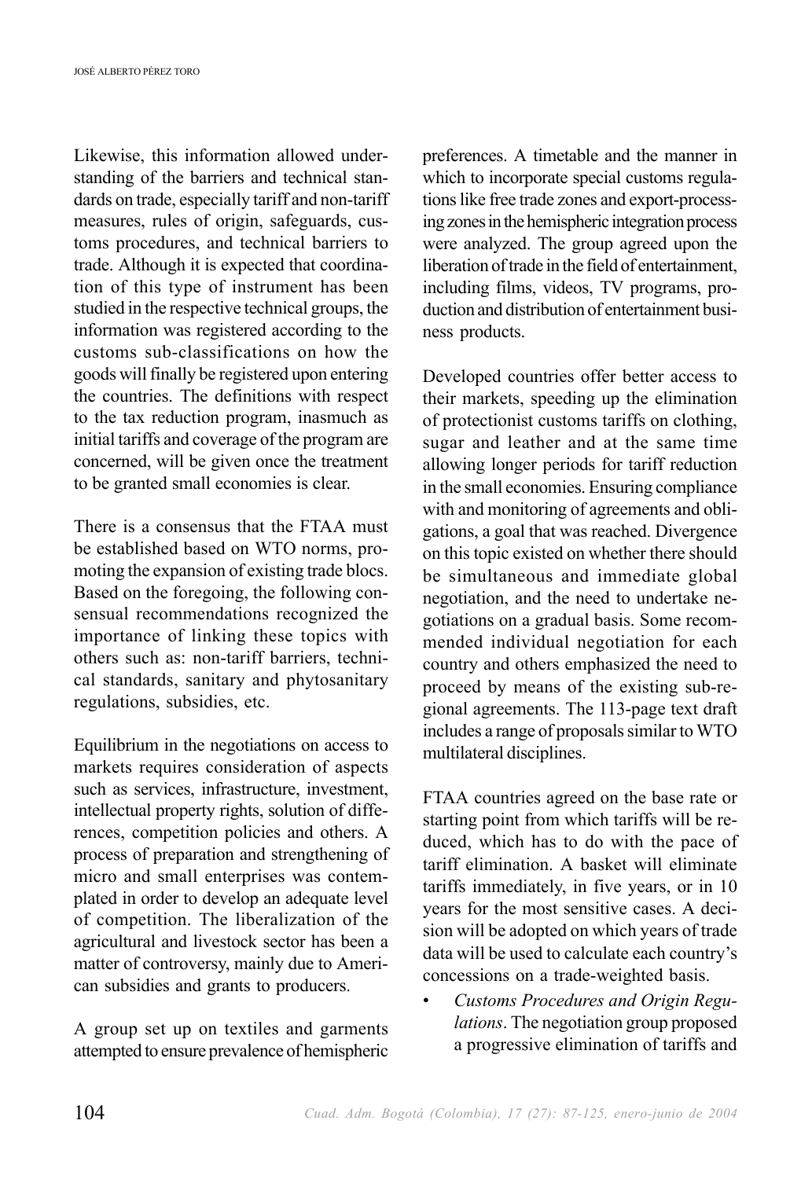Likewise, this information allowed understanding of the barriers and technical standards on trade, especially tariff and non-tariff measures, rules of origin, safeguards, customs procedures, and technical barriers to trade. Although it is expected that coordination of this type of instrument has been studied in the respective technical groups, the information was registered according to the customs sub-classifications on how the goods will finally be registered upon entering the countries. The definitions with respect to the tax reduction program, inasmuch as initial tariffs and coverage of the program are concerned, will be given once the treatment to be granted small economies is clear.

There is a consensus that the FTAA must be established based on WTO norms, promoting the expansion of existing trade blocs. Based on the foregoing, the following consensual recommendations recognized the importance of linking these topics with others such as: non-tariff barriers, technical standards, sanitary and phytosanitary regulations, subsidies, etc.

Equilibrium in the negotiations on access to markets requires consideration of aspects such as services, infrastructure, investment, intellectual property rights, solution of differences, competition policies and others. A process of preparation and strengthening of micro and small enterprises was contemplated in order to develop an adequate level of competition. The liberalization of the agricultural and livestock sector has been a matter of controversy, mainly due to American subsidies and grants to producers.

A group set up on textiles and garments attempted to ensure prevalence of hemispheric preferences. A timetable and the manner in which to incorporate special customs regulations like free trade zones and export-processing zones in the hemispheric integration process were analyzed. The group agreed upon the liberation of trade in the field of entertainment, including films, videos, TV programs, production and distribution of entertainment business products.

Developed countries offer better access to their markets, speeding up the elimination of protectionist customs tariffs on clothing, sugar and leather and at the same time allowing longer periods for tariff reduction in the small economies. Ensuring compliance with and monitoring of agreements and obligations, a goal that was reached. Divergence on this topic existed on whether there should be simultaneous and immediate global negotiation, and the need to undertake negotiations on a gradual basis. Some recommended individual negotiation for each country and others emphasized the need to proceed by means of the existing sub-regional agreements. The 113-page text draft includes a range of proposals similar to WTO multilateral disciplines.

FTAA countries agreed on the base rate or starting point from which tariffs will be reduced, which has to do with the pace of tariff elimination. A basket will eliminate tariffs immediately, in five years, or in 10 years for the most sensitive cases. A decision will be adopted on which years of trade data will be used to calculate each country's concessions on a trade-weighted basis.

- *Customs Procedures and Origin Regulations*. The negotiation group proposed a progressive elimination of tariffs and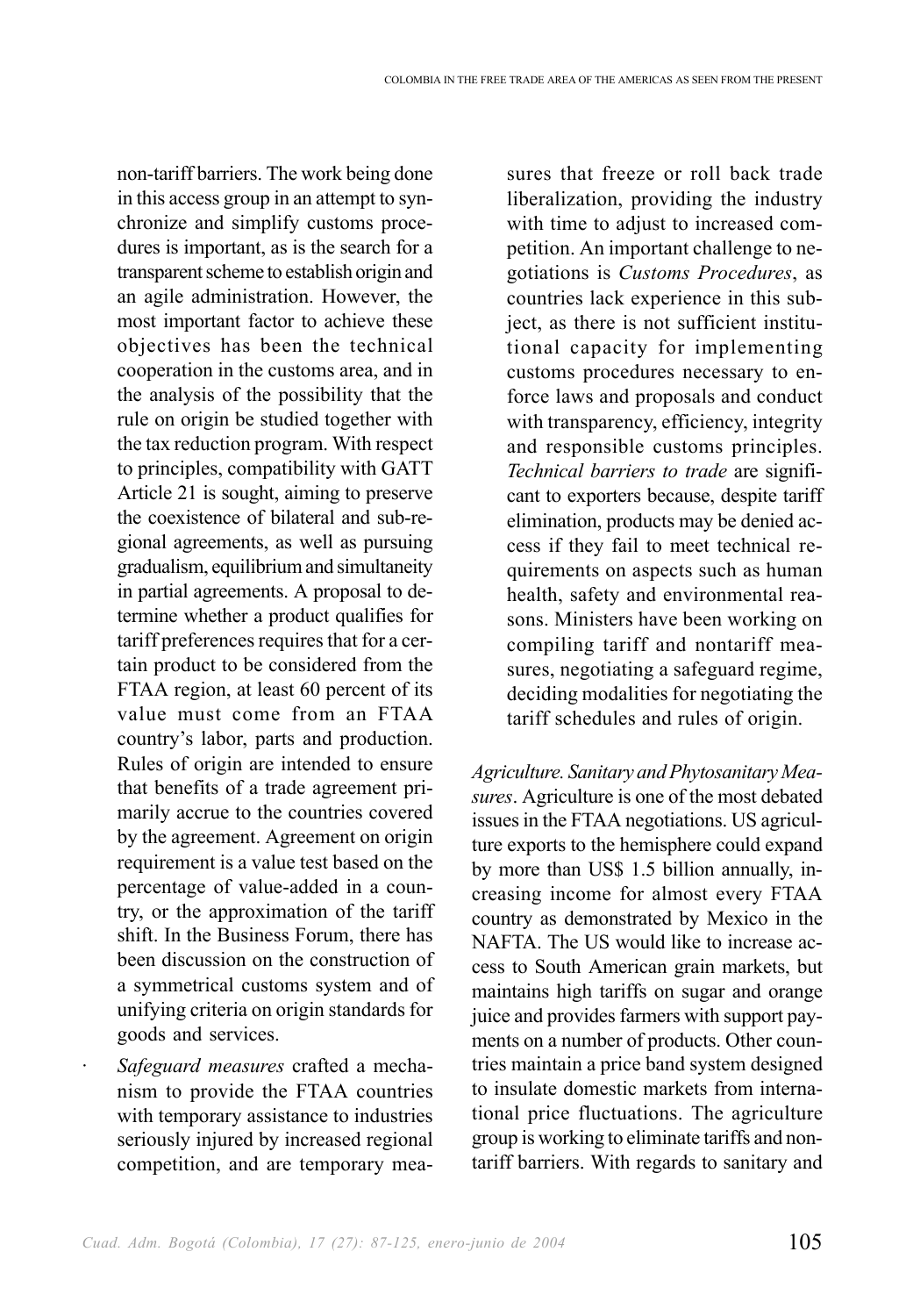non-tariff barriers. The work being done in this access group in an attempt to synchronize and simplify customs procedures is important, as is the search for a transparent scheme to establish origin and an agile administration. However, the most important factor to achieve these objectives has been the technical cooperation in the customs area, and in the analysis of the possibility that the rule on origin be studied together with the tax reduction program. With respect to principles, compatibility with GATT Article 21 is sought, aiming to preserve the coexistence of bilateral and sub-regional agreements, as well as pursuing gradualism, equilibrium and simultaneity in partial agreements. A proposal to determine whether a product qualifies for tariff preferences requires that for a certain product to be considered from the FTAA region, at least 60 percent of its value must come from an FTAA country's labor, parts and production. Rules of origin are intended to ensure that benefits of a trade agreement primarily accrue to the countries covered by the agreement. Agreement on origin requirement is a value test based on the percentage of value-added in a country, or the approximation of the tariff shift. In the Business Forum, there has been discussion on the construction of a symmetrical customs system and of unifying criteria on origin standards for goods and services.

- *Safeguard measures* crafted a mechanism to provide the FTAA countries with temporary assistance to industries seriously injured by increased regional competition, and are temporary measures that freeze or roll back trade liberalization, providing the industry with time to adjust to increased competition. An important challenge to negotiations is *Customs Procedures*, as countries lack experience in this subject, as there is not sufficient institutional capacity for implementing customs procedures necessary to enforce laws and proposals and conduct with transparency, efficiency, integrity and responsible customs principles. *Technical barriers to trade* are significant to exporters because, despite tariff elimination, products may be denied access if they fail to meet technical requirements on aspects such as human health, safety and environmental reasons. Ministers have been working on compiling tariff and nontariff measures, negotiating a safeguard regime, deciding modalities for negotiating the tariff schedules and rules of origin.

*Agriculture. Sanitary and Phytosanitary Measures*. Agriculture is one of the most debated issues in the FTAA negotiations. US agriculture exports to the hemisphere could expand by more than US$ 1.5 billion annually, increasing income for almost every FTAA country as demonstrated by Mexico in the NAFTA. The US would like to increase access to South American grain markets, but maintains high tariffs on sugar and orange juice and provides farmers with support payments on a number of products. Other countries maintain a price band system designed to insulate domestic markets from international price fluctuations. The agriculture group is working to eliminate tariffs and nontariff barriers. With regards to sanitary and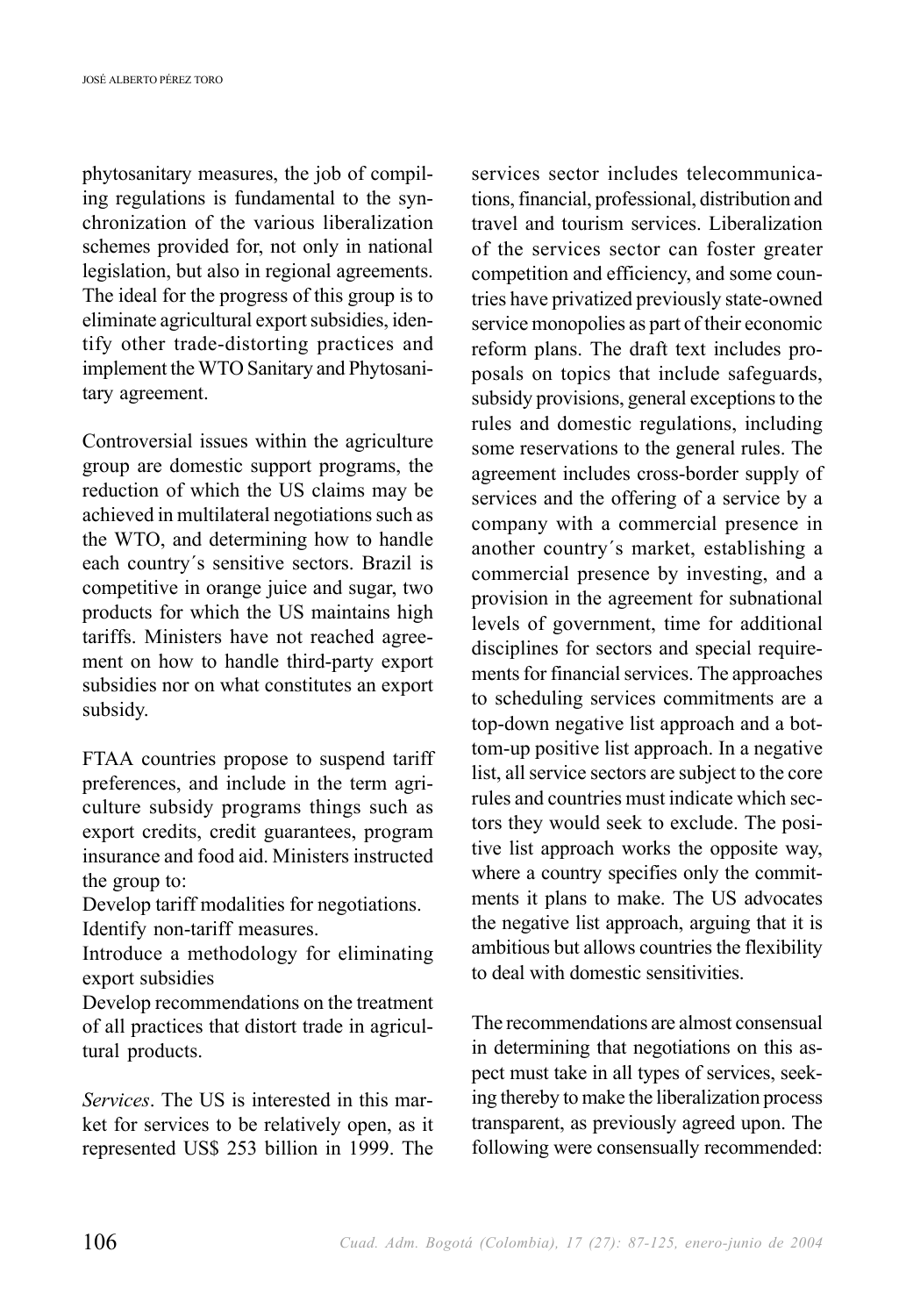phytosanitary measures, the job of compiling regulations is fundamental to the synchronization of the various liberalization schemes provided for, not only in national legislation, but also in regional agreements. The ideal for the progress of this group is to eliminate agricultural export subsidies, identify other trade-distorting practices and implement the WTO Sanitary and Phytosanitary agreement.

Controversial issues within the agriculture group are domestic support programs, the reduction of which the US claims may be achieved in multilateral negotiations such as the WTO, and determining how to handle each country´s sensitive sectors. Brazil is competitive in orange juice and sugar, two products for which the US maintains high tariffs. Ministers have not reached agreement on how to handle third-party export subsidies nor on what constitutes an export subsidy.

FTAA countries propose to suspend tariff preferences, and include in the term agriculture subsidy programs things such as export credits, credit guarantees, program insurance and food aid. Ministers instructed the group to:

Develop tariff modalities for negotiations.

Identify non-tariff measures.

Introduce a methodology for eliminating export subsidies

Develop recommendations on the treatment of all practices that distort trade in agricultural products.

*Services*. The US is interested in this market for services to be relatively open, as it represented US$ 253 billion in 1999. The services sector includes telecommunications, financial, professional, distribution and travel and tourism services. Liberalization of the services sector can foster greater competition and efficiency, and some countries have privatized previously state-owned service monopolies as part of their economic reform plans. The draft text includes proposals on topics that include safeguards, subsidy provisions, general exceptions to the rules and domestic regulations, including some reservations to the general rules. The agreement includes cross-border supply of services and the offering of a service by a company with a commercial presence in another country´s market, establishing a commercial presence by investing, and a provision in the agreement for subnational levels of government, time for additional disciplines for sectors and special requirements for financial services. The approaches to scheduling services commitments are a top-down negative list approach and a bottom-up positive list approach. In a negative list, all service sectors are subject to the core rules and countries must indicate which sectors they would seek to exclude. The positive list approach works the opposite way, where a country specifies only the commitments it plans to make. The US advocates the negative list approach, arguing that it is ambitious but allows countries the flexibility to deal with domestic sensitivities.

The recommendations are almost consensual in determining that negotiations on this aspect must take in all types of services, seeking thereby to make the liberalization process transparent, as previously agreed upon. The following were consensually recommended: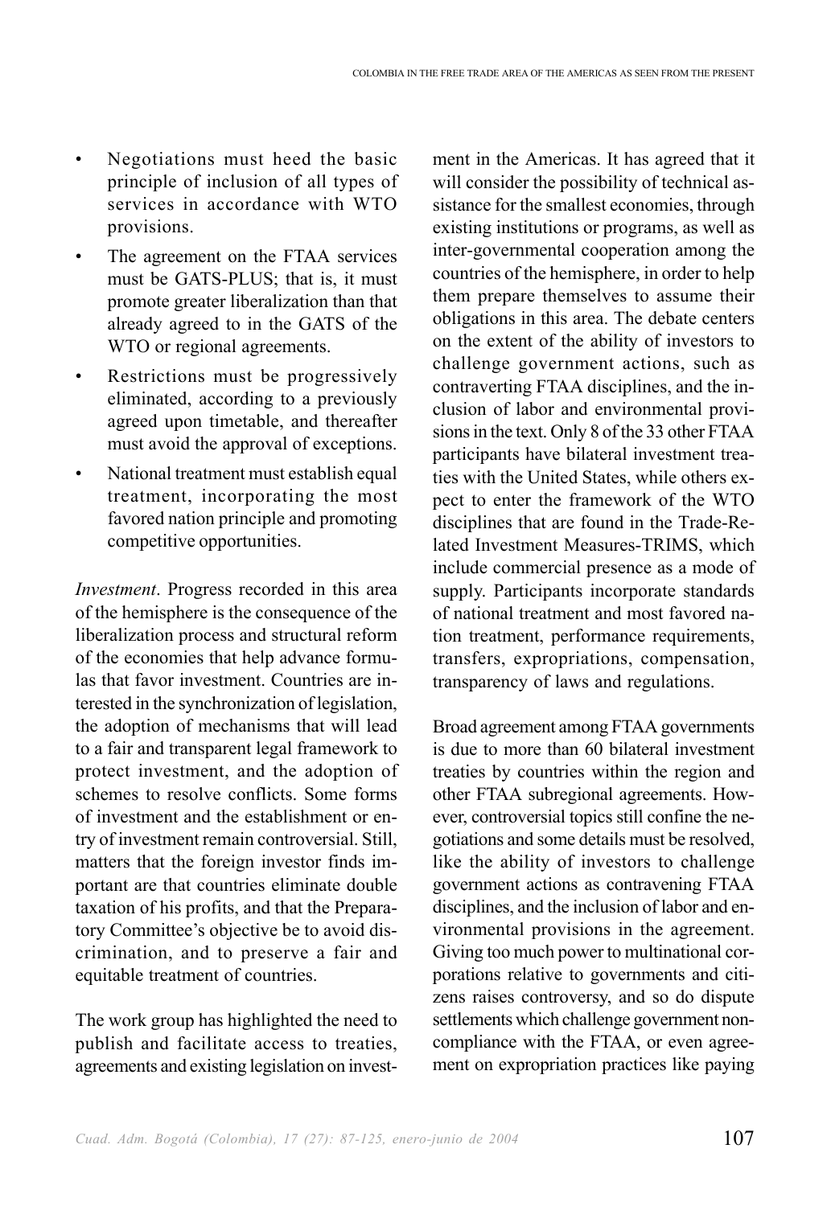- Negotiations must heed the basic principle of inclusion of all types of services in accordance with WTO provisions.
- The agreement on the FTAA services must be GATS-PLUS; that is, it must promote greater liberalization than that already agreed to in the GATS of the WTO or regional agreements.
- Restrictions must be progressively eliminated, according to a previously agreed upon timetable, and thereafter must avoid the approval of exceptions.
- National treatment must establish equal treatment, incorporating the most favored nation principle and promoting competitive opportunities.

*Investment*. Progress recorded in this area of the hemisphere is the consequence of the liberalization process and structural reform of the economies that help advance formulas that favor investment. Countries are interested in the synchronization of legislation, the adoption of mechanisms that will lead to a fair and transparent legal framework to protect investment, and the adoption of schemes to resolve conflicts. Some forms of investment and the establishment or entry of investment remain controversial. Still, matters that the foreign investor finds important are that countries eliminate double taxation of his profits, and that the Preparatory Committee's objective be to avoid discrimination, and to preserve a fair and equitable treatment of countries.

The work group has highlighted the need to publish and facilitate access to treaties, agreements and existing legislation on investment in the Americas. It has agreed that it will consider the possibility of technical assistance for the smallest economies, through existing institutions or programs, as well as inter-governmental cooperation among the countries of the hemisphere, in order to help them prepare themselves to assume their obligations in this area. The debate centers on the extent of the ability of investors to challenge government actions, such as contraverting FTAA disciplines, and the inclusion of labor and environmental provisions in the text. Only 8 of the 33 other FTAA participants have bilateral investment treaties with the United States, while others expect to enter the framework of the WTO disciplines that are found in the Trade-Related Investment Measures-TRIMS, which include commercial presence as a mode of supply. Participants incorporate standards of national treatment and most favored nation treatment, performance requirements, transfers, expropriations, compensation, transparency of laws and regulations.

Broad agreement among FTAA governments is due to more than 60 bilateral investment treaties by countries within the region and other FTAA subregional agreements. However, controversial topics still confine the negotiations and some details must be resolved, like the ability of investors to challenge government actions as contravening FTAA disciplines, and the inclusion of labor and environmental provisions in the agreement. Giving too much power to multinational corporations relative to governments and citizens raises controversy, and so do dispute settlements which challenge government noncompliance with the FTAA, or even agreement on expropriation practices like paying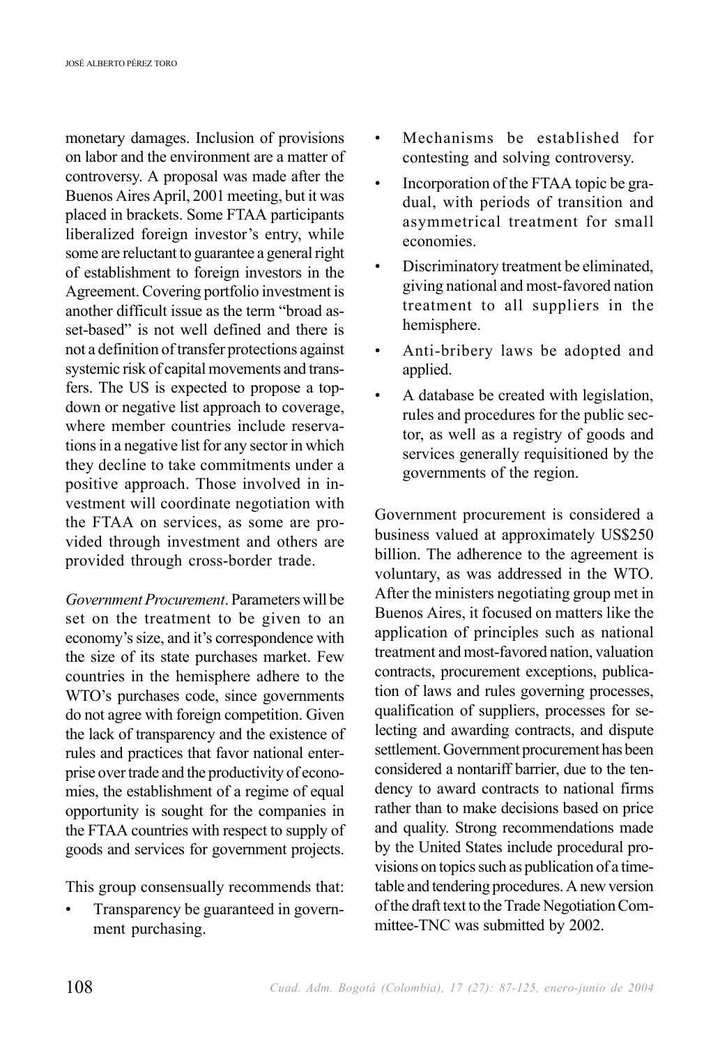monetary damages. Inclusion of provisions on labor and the environment are a matter of controversy. A proposal was made after the Buenos Aires April, 2001 meeting, but it was placed in brackets. Some FTAA participants liberalized foreign investor's entry, while some are reluctant to guarantee a general right of establishment to foreign investors in the Agreement. Covering portfolio investment is another difficult issue as the term "broad asset-based" is not well defined and there is not a definition of transfer protections against systemic risk of capital movements and transfers. The US is expected to propose a top-down or negative list approach to coverage, where member countries include reservations in a negative list for any sector in which they decline to take commitments under a positive approach. Those involved in investment will coordinate negotiation with the FTAA on services, as some are provided through investment and others are provided through cross-border trade.

*Government Procurement*. Parameters will be set on the treatment to be given to an economy's size, and it's correspondence with the size of its state purchases market. Few countries in the hemisphere adhere to the WTO's purchases code, since governments do not agree with foreign competition. Given the lack of transparency and the existence of rules and practices that favor national enterprise over trade and the productivity of economies, the establishment of a regime of equal opportunity is sought for the companies in the FTAA countries with respect to supply of goods and services for government projects.

This group consensually recommends that:

- Transparency be guaranteed in government purchasing.
- Mechanisms be established for contesting and solving controversy.
- Incorporation of the FTAA topic be gradual, with periods of transition and asymmetrical treatment for small economies.
- Discriminatory treatment be eliminated, giving national and most-favored nation treatment to all suppliers in the hemisphere.
- Anti-bribery laws be adopted and applied.
- A database be created with legislation, rules and procedures for the public sector, as well as a registry of goods and services generally requisitioned by the governments of the region.

Government procurement is considered a business valued at approximately US$250 billion. The adherence to the agreement is voluntary, as was addressed in the WTO. After the ministers negotiating group met in Buenos Aires, it focused on matters like the application of principles such as national treatment and most-favored nation, valuation contracts, procurement exceptions, publication of laws and rules governing processes, qualification of suppliers, processes for selecting and awarding contracts, and dispute settlement. Government procurement has been considered a nontariff barrier, due to the tendency to award contracts to national firms rather than to make decisions based on price and quality. Strong recommendations made by the United States include procedural provisions on topics such as publication of a timetable and tendering procedures. A new version of the draft text to the Trade Negotiation Committee-TNC was submitted by 2002.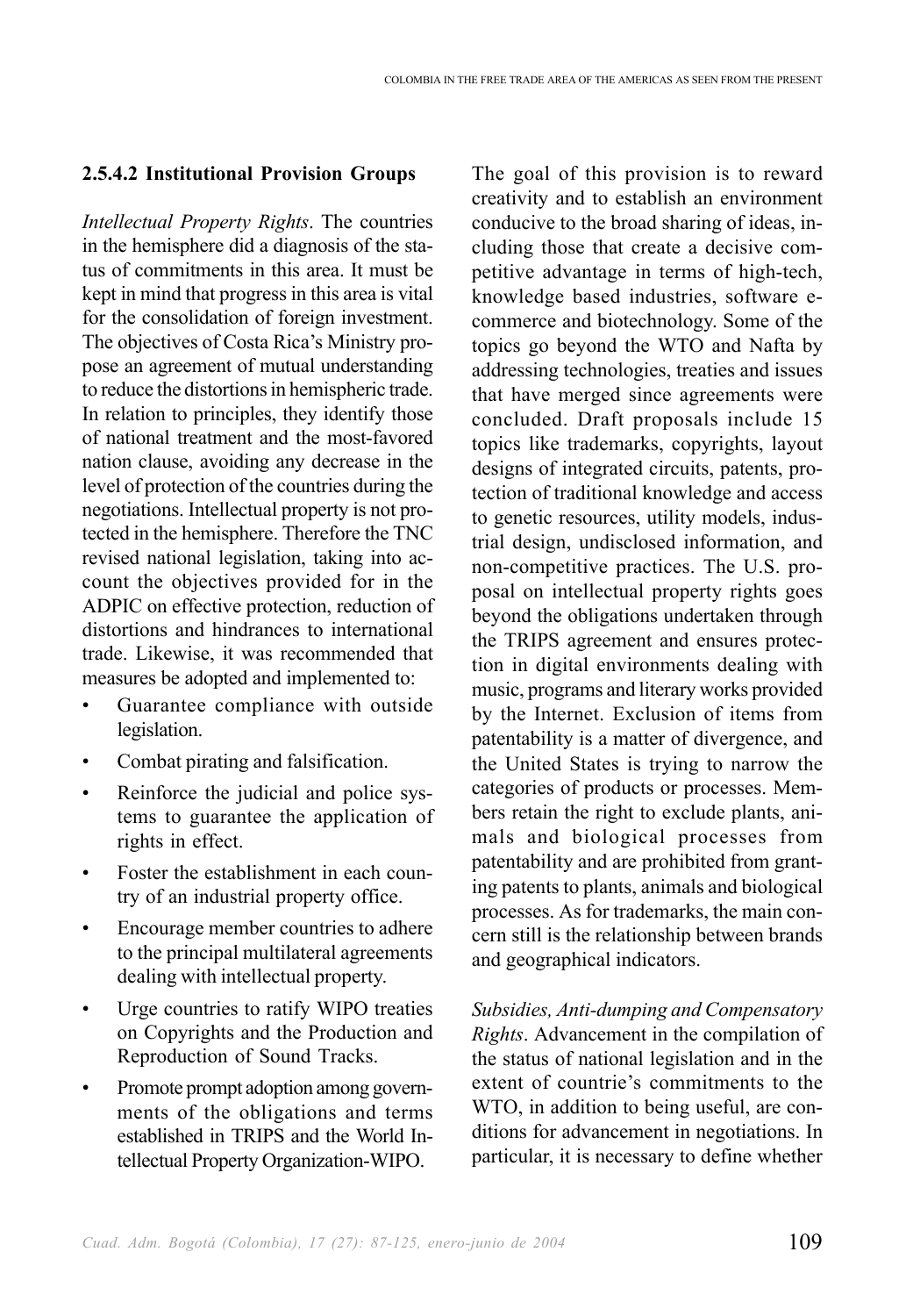#### 2.5.4.2 Institutional Provision Groups

*Intellectual Property Rights*. The countries in the hemisphere did a diagnosis of the status of commitments in this area. It must be kept in mind that progress in this area is vital for the consolidation of foreign investment. The objectives of Costa Rica's Ministry propose an agreement of mutual understanding to reduce the distortions in hemispheric trade. In relation to principles, they identify those of national treatment and the most-favored nation clause, avoiding any decrease in the level of protection of the countries during the negotiations. Intellectual property is not protected in the hemisphere. Therefore the TNC revised national legislation, taking into account the objectives provided for in the ADPIC on effective protection, reduction of distortions and hindrances to international trade. Likewise, it was recommended that measures be adopted and implemented to:

- Guarantee compliance with outside legislation.
- Combat pirating and falsification.
- Reinforce the judicial and police systems to guarantee the application of rights in effect.
- Foster the establishment in each country of an industrial property office.
- Encourage member countries to adhere to the principal multilateral agreements dealing with intellectual property.
- Urge countries to ratify WIPO treaties on Copyrights and the Production and Reproduction of Sound Tracks.
- Promote prompt adoption among governments of the obligations and terms established in TRIPS and the World Intellectual Property Organization-WIPO.

The goal of this provision is to reward creativity and to establish an environment conducive to the broad sharing of ideas, including those that create a decisive competitive advantage in terms of high-tech, knowledge based industries, software e-commerce and biotechnology. Some of the topics go beyond the WTO and Nafta by addressing technologies, treaties and issues that have merged since agreements were concluded. Draft proposals include 15 topics like trademarks, copyrights, layout designs of integrated circuits, patents, protection of traditional knowledge and access to genetic resources, utility models, industrial design, undisclosed information, and non-competitive practices. The U.S. proposal on intellectual property rights goes beyond the obligations undertaken through the TRIPS agreement and ensures protection in digital environments dealing with music, programs and literary works provided by the Internet. Exclusion of items from patentability is a matter of divergence, and the United States is trying to narrow the categories of products or processes. Members retain the right to exclude plants, animals and biological processes from patentability and are prohibited from granting patents to plants, animals and biological processes. As for trademarks, the main concern still is the relationship between brands and geographical indicators.

*Subsidies, Anti-dumping and Compensatory Rights*. Advancement in the compilation of the status of national legislation and in the extent of countrie's commitments to the WTO, in addition to being useful, are conditions for advancement in negotiations. In particular, it is necessary to define whether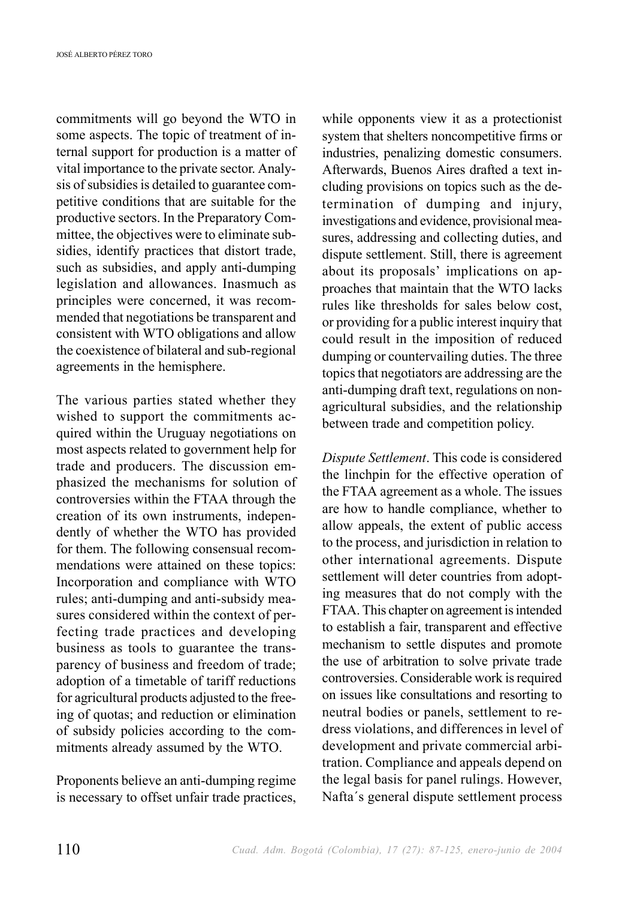commitments will go beyond the WTO in some aspects. The topic of treatment of internal support for production is a matter of vital importance to the private sector. Analysis of subsidies is detailed to guarantee competitive conditions that are suitable for the productive sectors. In the Preparatory Committee, the objectives were to eliminate subsidies, identify practices that distort trade, such as subsidies, and apply anti-dumping legislation and allowances. Inasmuch as principles were concerned, it was recommended that negotiations be transparent and consistent with WTO obligations and allow the coexistence of bilateral and sub-regional agreements in the hemisphere.

The various parties stated whether they wished to support the commitments acquired within the Uruguay negotiations on most aspects related to government help for trade and producers. The discussion emphasized the mechanisms for solution of controversies within the FTAA through the creation of its own instruments, independently of whether the WTO has provided for them. The following consensual recommendations were attained on these topics: Incorporation and compliance with WTO rules; anti-dumping and anti-subsidy measures considered within the context of perfecting trade practices and developing business as tools to guarantee the transparency of business and freedom of trade; adoption of a timetable of tariff reductions for agricultural products adjusted to the freeing of quotas; and reduction or elimination of subsidy policies according to the commitments already assumed by the WTO.

Proponents believe an anti-dumping regime is necessary to offset unfair trade practices, while opponents view it as a protectionist system that shelters noncompetitive firms or industries, penalizing domestic consumers. Afterwards, Buenos Aires drafted a text including provisions on topics such as the determination of dumping and injury, investigations and evidence, provisional measures, addressing and collecting duties, and dispute settlement. Still, there is agreement about its proposals' implications on approaches that maintain that the WTO lacks rules like thresholds for sales below cost, or providing for a public interest inquiry that could result in the imposition of reduced dumping or countervailing duties. The three topics that negotiators are addressing are the anti-dumping draft text, regulations on non-agricultural subsidies, and the relationship between trade and competition policy.

*Dispute Settlement*. This code is considered the linchpin for the effective operation of the FTAA agreement as a whole. The issues are how to handle compliance, whether to allow appeals, the extent of public access to the process, and jurisdiction in relation to other international agreements. Dispute settlement will deter countries from adopting measures that do not comply with the FTAA. This chapter on agreement is intended to establish a fair, transparent and effective mechanism to settle disputes and promote the use of arbitration to solve private trade controversies. Considerable work is required on issues like consultations and resorting to neutral bodies or panels, settlement to redress violations, and differences in level of development and private commercial arbitration. Compliance and appeals depend on the legal basis for panel rulings. However, Nafta´s general dispute settlement process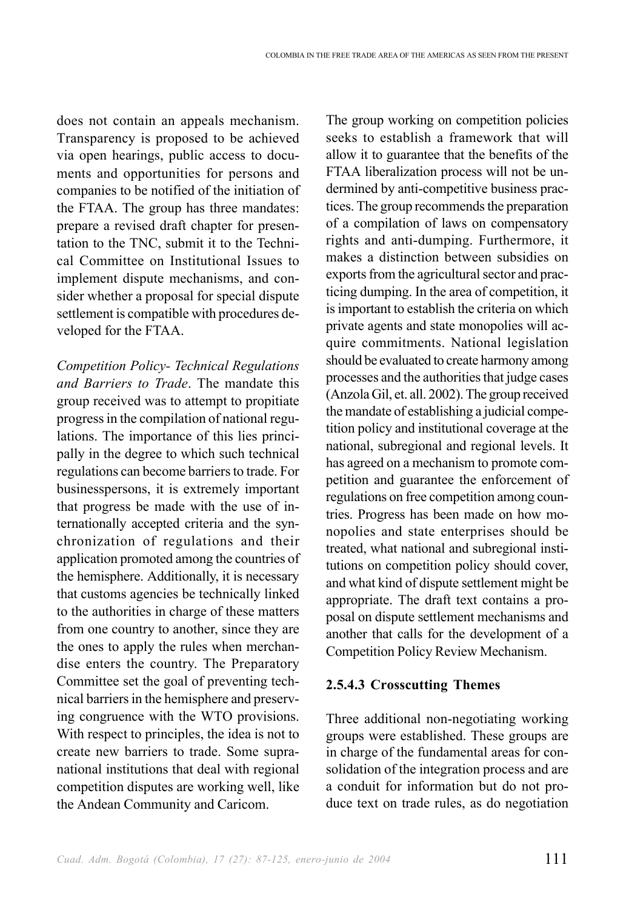does not contain an appeals mechanism. Transparency is proposed to be achieved via open hearings, public access to documents and opportunities for persons and companies to be notified of the initiation of the FTAA. The group has three mandates: prepare a revised draft chapter for presentation to the TNC, submit it to the Technical Committee on Institutional Issues to implement dispute mechanisms, and consider whether a proposal for special dispute settlement is compatible with procedures developed for the FTAA.

*Competition Policy- Technical Regulations and Barriers to Trade*. The mandate this group received was to attempt to propitiate progress in the compilation of national regulations. The importance of this lies principally in the degree to which such technical regulations can become barriers to trade. For businesspersons, it is extremely important that progress be made with the use of internationally accepted criteria and the synchronization of regulations and their application promoted among the countries of the hemisphere. Additionally, it is necessary that customs agencies be technically linked to the authorities in charge of these matters from one country to another, since they are the ones to apply the rules when merchandise enters the country. The Preparatory Committee set the goal of preventing technical barriers in the hemisphere and preserving congruence with the WTO provisions. With respect to principles, the idea is not to create new barriers to trade. Some supranational institutions that deal with regional competition disputes are working well, like the Andean Community and Caricom.

The group working on competition policies seeks to establish a framework that will allow it to guarantee that the benefits of the FTAA liberalization process will not be undermined by anti-competitive business practices. The group recommends the preparation of a compilation of laws on compensatory rights and anti-dumping. Furthermore, it makes a distinction between subsidies on exports from the agricultural sector and practicing dumping. In the area of competition, it is important to establish the criteria on which private agents and state monopolies will acquire commitments. National legislation should be evaluated to create harmony among processes and the authorities that judge cases (Anzola Gil, et. all. 2002). The group received the mandate of establishing a judicial competition policy and institutional coverage at the national, subregional and regional levels. It has agreed on a mechanism to promote competition and guarantee the enforcement of regulations on free competition among countries. Progress has been made on how monopolies and state enterprises should be treated, what national and subregional institutions on competition policy should cover, and what kind of dispute settlement might be appropriate. The draft text contains a proposal on dispute settlement mechanisms and another that calls for the development of a Competition Policy Review Mechanism.

#### 2.5.4.3 Crosscutting Themes

Three additional non-negotiating working groups were established. These groups are in charge of the fundamental areas for consolidation of the integration process and are a conduit for information but do not produce text on trade rules, as do negotiation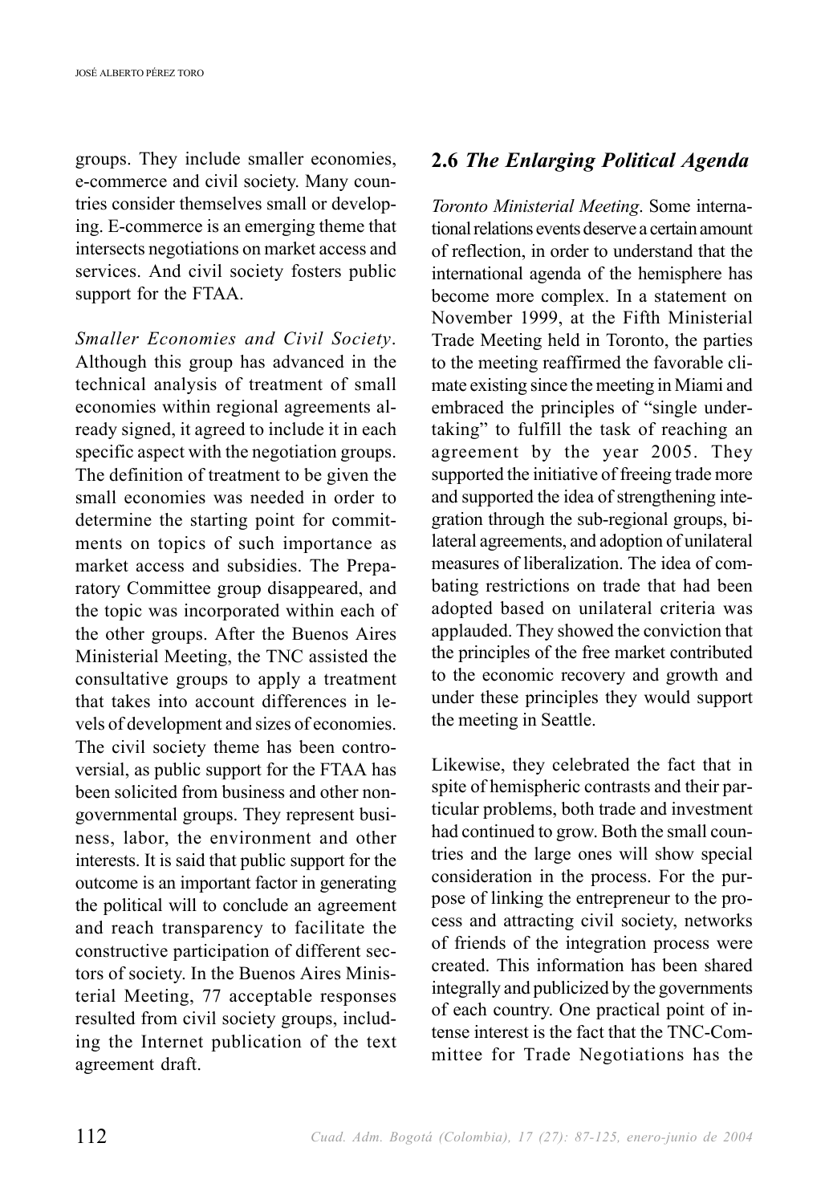groups. They include smaller economies, e-commerce and civil society. Many countries consider themselves small or developing. E-commerce is an emerging theme that intersects negotiations on market access and services. And civil society fosters public support for the FTAA.

*Smaller Economies and Civil Society*. Although this group has advanced in the technical analysis of treatment of small economies within regional agreements already signed, it agreed to include it in each specific aspect with the negotiation groups. The definition of treatment to be given the small economies was needed in order to determine the starting point for commitments on topics of such importance as market access and subsidies. The Preparatory Committee group disappeared, and the topic was incorporated within each of the other groups. After the Buenos Aires Ministerial Meeting, the TNC assisted the consultative groups to apply a treatment that takes into account differences in levels of development and sizes of economies. The civil society theme has been controversial, as public support for the FTAA has been solicited from business and other nongovernmental groups. They represent business, labor, the environment and other interests. It is said that public support for the outcome is an important factor in generating the political will to conclude an agreement and reach transparency to facilitate the constructive participation of different sectors of society. In the Buenos Aires Ministerial Meeting, 77 acceptable responses resulted from civil society groups, including the Internet publication of the text agreement draft.

## 2.6 *The Enlarging Political Agenda*

*Toronto Ministerial Meeting*. Some international relations events deserve a certain amount of reflection, in order to understand that the international agenda of the hemisphere has become more complex. In a statement on November 1999, at the Fifth Ministerial Trade Meeting held in Toronto, the parties to the meeting reaffirmed the favorable climate existing since the meeting in Miami and embraced the principles of "single undertaking" to fulfill the task of reaching an agreement by the year 2005. They supported the initiative of freeing trade more and supported the idea of strengthening integration through the sub-regional groups, bilateral agreements, and adoption of unilateral measures of liberalization. The idea of combating restrictions on trade that had been adopted based on unilateral criteria was applauded. They showed the conviction that the principles of the free market contributed to the economic recovery and growth and under these principles they would support the meeting in Seattle.

Likewise, they celebrated the fact that in spite of hemispheric contrasts and their particular problems, both trade and investment had continued to grow. Both the small countries and the large ones will show special consideration in the process. For the purpose of linking the entrepreneur to the process and attracting civil society, networks of friends of the integration process were created. This information has been shared integrally and publicized by the governments of each country. One practical point of intense interest is the fact that the TNC-Committee for Trade Negotiations has the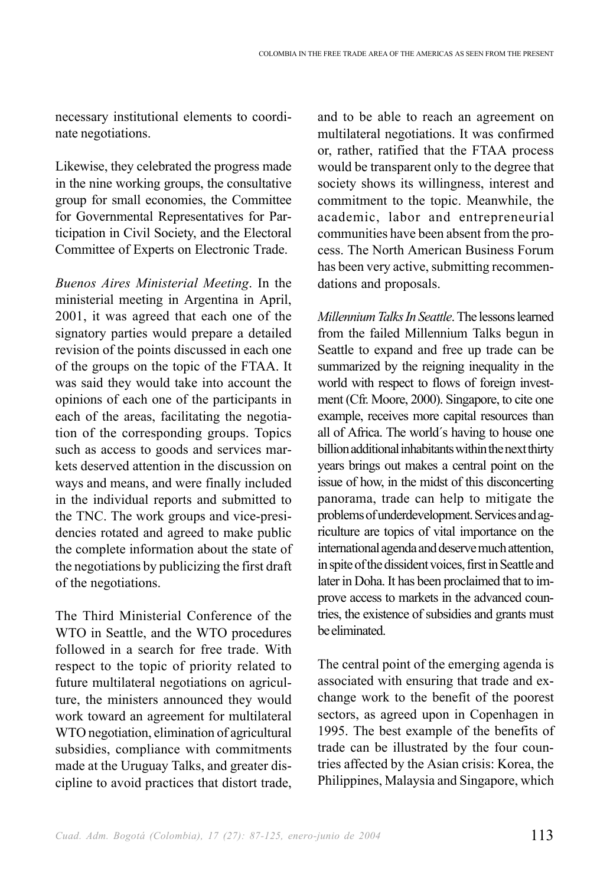necessary institutional elements to coordinate negotiations.

Likewise, they celebrated the progress made in the nine working groups, the consultative group for small economies, the Committee for Governmental Representatives for Participation in Civil Society, and the Electoral Committee of Experts on Electronic Trade.

*Buenos Aires Ministerial Meeting*. In the ministerial meeting in Argentina in April, 2001, it was agreed that each one of the signatory parties would prepare a detailed revision of the points discussed in each one of the groups on the topic of the FTAA. It was said they would take into account the opinions of each one of the participants in each of the areas, facilitating the negotiation of the corresponding groups. Topics such as access to goods and services markets deserved attention in the discussion on ways and means, and were finally included in the individual reports and submitted to the TNC. The work groups and vice-presidencies rotated and agreed to make public the complete information about the state of the negotiations by publicizing the first draft of the negotiations.

The Third Ministerial Conference of the WTO in Seattle, and the WTO procedures followed in a search for free trade. With respect to the topic of priority related to future multilateral negotiations on agriculture, the ministers announced they would work toward an agreement for multilateral WTO negotiation, elimination of agricultural subsidies, compliance with commitments made at the Uruguay Talks, and greater discipline to avoid practices that distort trade, and to be able to reach an agreement on multilateral negotiations. It was confirmed or, rather, ratified that the FTAA process would be transparent only to the degree that society shows its willingness, interest and commitment to the topic. Meanwhile, the academic, labor and entrepreneurial communities have been absent from the process. The North American Business Forum has been very active, submitting recommendations and proposals.

*Millennium Talks In Seattle*. The lessons learned from the failed Millennium Talks begun in Seattle to expand and free up trade can be summarized by the reigning inequality in the world with respect to flows of foreign investment (Cfr. Moore, 2000). Singapore, to cite one example, receives more capital resources than all of Africa. The world´s having to house one billion additional inhabitants within the next thirty years brings out makes a central point on the issue of how, in the midst of this disconcerting panorama, trade can help to mitigate the problems of underdevelopment. Services and agriculture are topics of vital importance on the international agenda and deserve much attention, in spite of the dissident voices, first in Seattle and later in Doha. It has been proclaimed that to improve access to markets in the advanced countries, the existence of subsidies and grants must be eliminated.

The central point of the emerging agenda is associated with ensuring that trade and exchange work to the benefit of the poorest sectors, as agreed upon in Copenhagen in 1995. The best example of the benefits of trade can be illustrated by the four countries affected by the Asian crisis: Korea, the Philippines, Malaysia and Singapore, which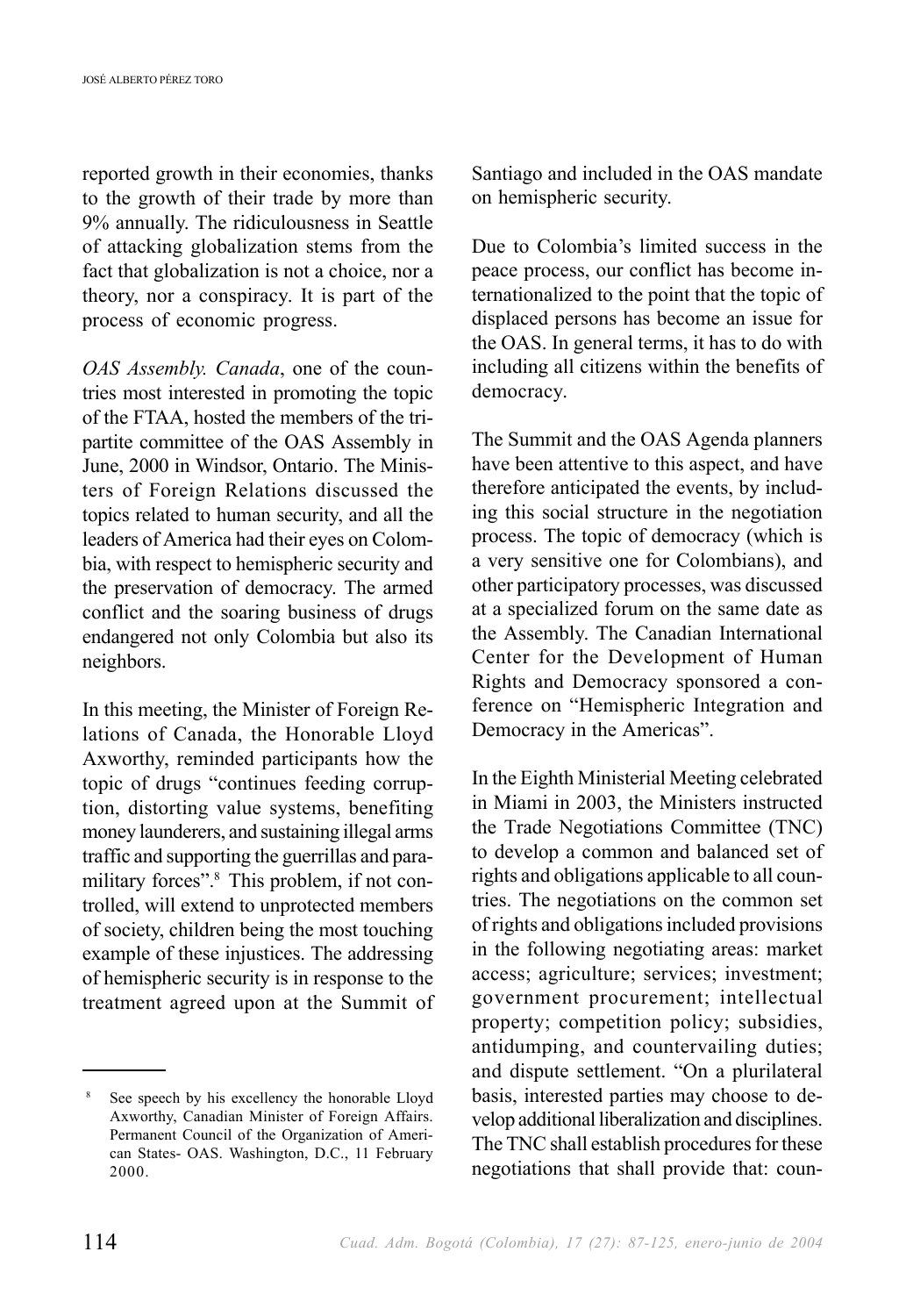reported growth in their economies, thanks to the growth of their trade by more than 9% annually. The ridiculousness in Seattle of attacking globalization stems from the fact that globalization is not a choice, nor a theory, nor a conspiracy. It is part of the process of economic progress.

*OAS Assembly. Canada*, one of the countries most interested in promoting the topic of the FTAA, hosted the members of the tripartite committee of the OAS Assembly in June, 2000 in Windsor, Ontario. The Ministers of Foreign Relations discussed the topics related to human security, and all the leaders of America had their eyes on Colombia, with respect to hemispheric security and the preservation of democracy. The armed conflict and the soaring business of drugs endangered not only Colombia but also its neighbors.

In this meeting, the Minister of Foreign Relations of Canada, the Honorable Lloyd Axworthy, reminded participants how the topic of drugs "continues feeding corruption, distorting value systems, benefiting money launderers, and sustaining illegal arms traffic and supporting the guerrillas and paramilitary forces".[8] This problem, if not controlled, will extend to unprotected members of society, children being the most touching example of these injustices. The addressing of hemispheric security is in response to the treatment agreed upon at the Summit of Santiago and included in the OAS mandate on hemispheric security.

Due to Colombia's limited success in the peace process, our conflict has become internationalized to the point that the topic of displaced persons has become an issue for the OAS. In general terms, it has to do with including all citizens within the benefits of democracy.

The Summit and the OAS Agenda planners have been attentive to this aspect, and have therefore anticipated the events, by including this social structure in the negotiation process. The topic of democracy (which is a very sensitive one for Colombians), and other participatory processes, was discussed at a specialized forum on the same date as the Assembly. The Canadian International Center for the Development of Human Rights and Democracy sponsored a conference on "Hemispheric Integration and Democracy in the Americas".

In the Eighth Ministerial Meeting celebrated in Miami in 2003, the Ministers instructed the Trade Negotiations Committee (TNC) to develop a common and balanced set of rights and obligations applicable to all countries. The negotiations on the common set of rights and obligations included provisions in the following negotiating areas: market access; agriculture; services; investment; government procurement; intellectual property; competition policy; subsidies, antidumping, and countervailing duties; and dispute settlement. "On a plurilateral basis, interested parties may choose to develop additional liberalization and disciplines. The TNC shall establish procedures for these negotiations that shall provide that: coun-

---

[8] See speech by his excellency the honorable Lloyd Axworthy, Canadian Minister of Foreign Affairs. Permanent Council of the Organization of American States- OAS. Washington, D.C., 11 February 2000.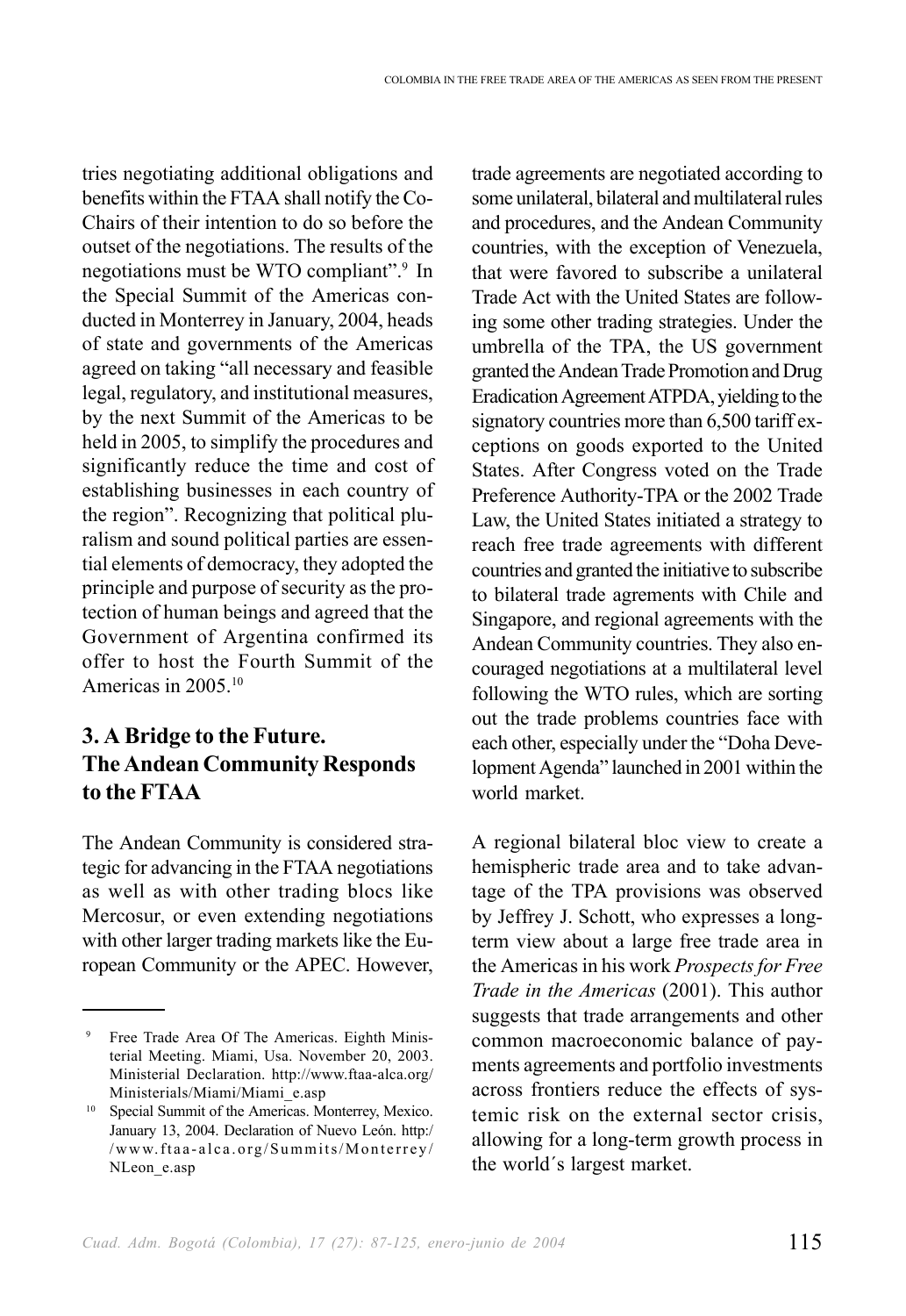tries negotiating additional obligations and benefits within the FTAA shall notify the Co-Chairs of their intention to do so before the outset of the negotiations. The results of the negotiations must be WTO compliant".[9] In the Special Summit of the Americas conducted in Monterrey in January, 2004, heads of state and governments of the Americas agreed on taking "all necessary and feasible legal, regulatory, and institutional measures, by the next Summit of the Americas to be held in 2005, to simplify the procedures and significantly reduce the time and cost of establishing businesses in each country of the region". Recognizing that political pluralism and sound political parties are essential elements of democracy, they adopted the principle and purpose of security as the protection of human beings and agreed that the Government of Argentina confirmed its offer to host the Fourth Summit of the Americas in 2005.[10]

## 3. A Bridge to the Future. The Andean Community Responds to the FTAA

The Andean Community is considered strategic for advancing in the FTAA negotiations as well as with other trading blocs like Mercosur, or even extending negotiations with other larger trading markets like the European Community or the APEC. However, trade agreements are negotiated according to some unilateral, bilateral and multilateral rules and procedures, and the Andean Community countries, with the exception of Venezuela, that were favored to subscribe a unilateral Trade Act with the United States are following some other trading strategies. Under the umbrella of the TPA, the US government granted the Andean Trade Promotion and Drug Eradication Agreement ATPDA, yielding to the signatory countries more than 6,500 tariff exceptions on goods exported to the United States. After Congress voted on the Trade Preference Authority-TPA or the 2002 Trade Law, the United States initiated a strategy to reach free trade agreements with different countries and granted the initiative to subscribe to bilateral trade agreements with Chile and Singapore, and regional agreements with the Andean Community countries. They also encouraged negotiations at a multilateral level following the WTO rules, which are sorting out the trade problems countries face with each other, especially under the "Doha Development Agenda" launched in 2001 within the world market.

A regional bilateral bloc view to create a hemispheric trade area and to take advantage of the TPA provisions was observed by Jeffrey J. Schott, who expresses a long-term view about a large free trade area in the Americas in his work *Prospects for Free Trade in the Americas* (2001). This author suggests that trade arrangements and other common macroeconomic balance of payments agreements and portfolio investments across frontiers reduce the effects of systemic risk on the external sector crisis, allowing for a long-term growth process in the world´s largest market.

---

[9] Free Trade Area Of The Americas. Eighth Ministerial Meeting. Miami, Usa. November 20, 2003. Ministerial Declaration. http://www.ftaa-alca.org/Ministerials/Miami/Miami_e.asp

[10] Special Summit of the Americas. Monterrey, Mexico. January 13, 2004. Declaration of Nuevo León. http://www.ftaa-alca.org/Summits/Monterrey/NLeon_e.asp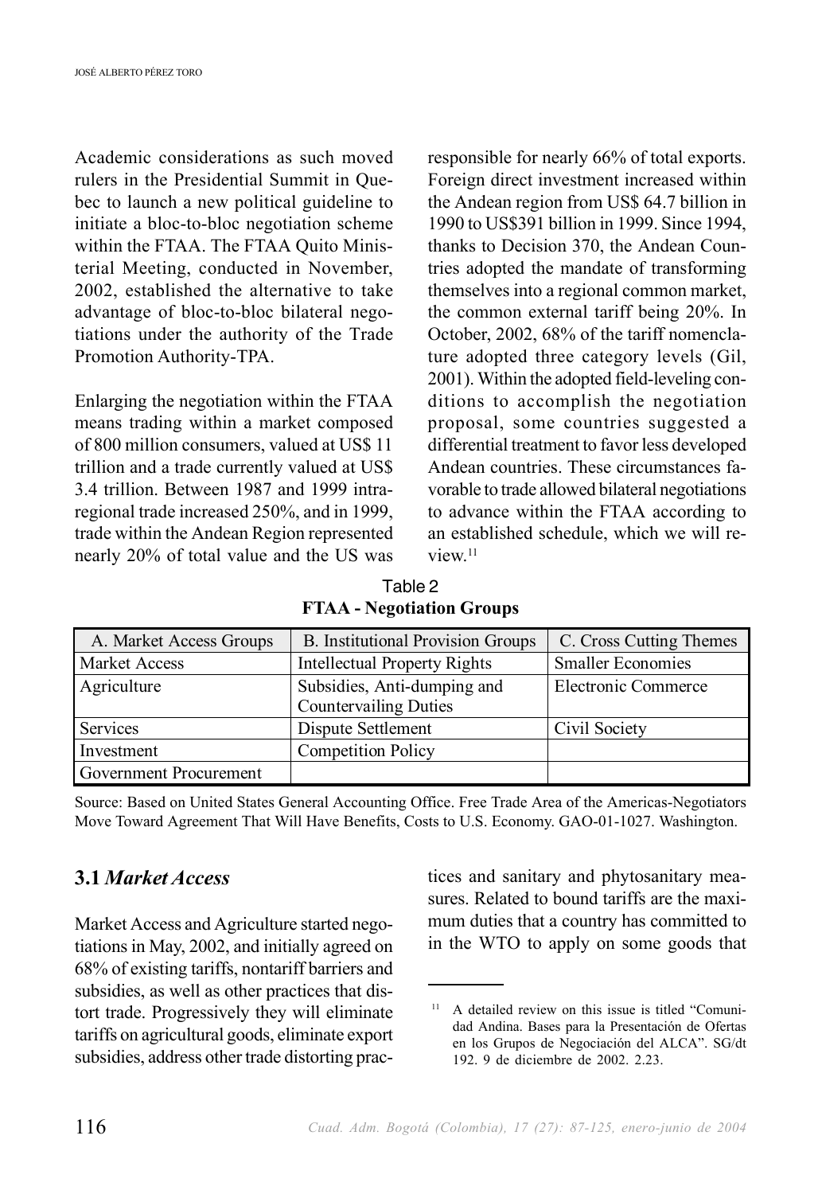Academic considerations as such moved rulers in the Presidential Summit in Quebec to launch a new political guideline to initiate a bloc-to-bloc negotiation scheme within the FTAA. The FTAA Quito Ministerial Meeting, conducted in November, 2002, established the alternative to take advantage of bloc-to-bloc bilateral negotiations under the authority of the Trade Promotion Authority-TPA.

Enlarging the negotiation within the FTAA means trading within a market composed of 800 million consumers, valued at US$ 11 trillion and a trade currently valued at US$ 3.4 trillion. Between 1987 and 1999 intra-regional trade increased 250%, and in 1999, trade within the Andean Region represented nearly 20% of total value and the US was responsible for nearly 66% of total exports. Foreign direct investment increased within the Andean region from US$ 64.7 billion in 1990 to US$391 billion in 1999. Since 1994, thanks to Decision 370, the Andean Countries adopted the mandate of transforming themselves into a regional common market, the common external tariff being 20%. In October, 2002, 68% of the tariff nomenclature adopted three category levels (Gil, 2001). Within the adopted field-leveling conditions to accomplish the negotiation proposal, some countries suggested a differential treatment to favor less developed Andean countries. These circumstances favorable to trade allowed bilateral negotiations to advance within the FTAA according to an established schedule, which we will review.[11]

Table 2

**FTAA - Negotiation Groups**

| A. Market Access Groups | B. Institutional Provision Groups | C. Cross Cutting Themes |
|---|---|---|
| Market Access | Intellectual Property Rights | Smaller Economies |
| Agriculture | Subsidies, Anti-dumping and Countervailing Duties | Electronic Commerce |
| Services | Dispute Settlement | Civil Society |
| Investment | Competition Policy | |
| Government Procurement | | |

Source: Based on United States General Accounting Office. Free Trade Area of the Americas-Negotiators Move Toward Agreement That Will Have Benefits, Costs to U.S. Economy. GAO-01-1027. Washington.

### 3.1 *Market Access*

Market Access and Agriculture started negotiations in May, 2002, and initially agreed on 68% of existing tariffs, nontariff barriers and subsidies, as well as other practices that distort trade. Progressively they will eliminate tariffs on agricultural goods, eliminate export subsidies, address other trade distorting practices and sanitary and phytosanitary measures. Related to bound tariffs are the maximum duties that a country has committed to in the WTO to apply on some goods that

[11] A detailed review on this issue is titled "Comunidad Andina. Bases para la Presentación de Ofertas en los Grupos de Negociación del ALCA". SG/dt 192. 9 de diciembre de 2002. 2.23.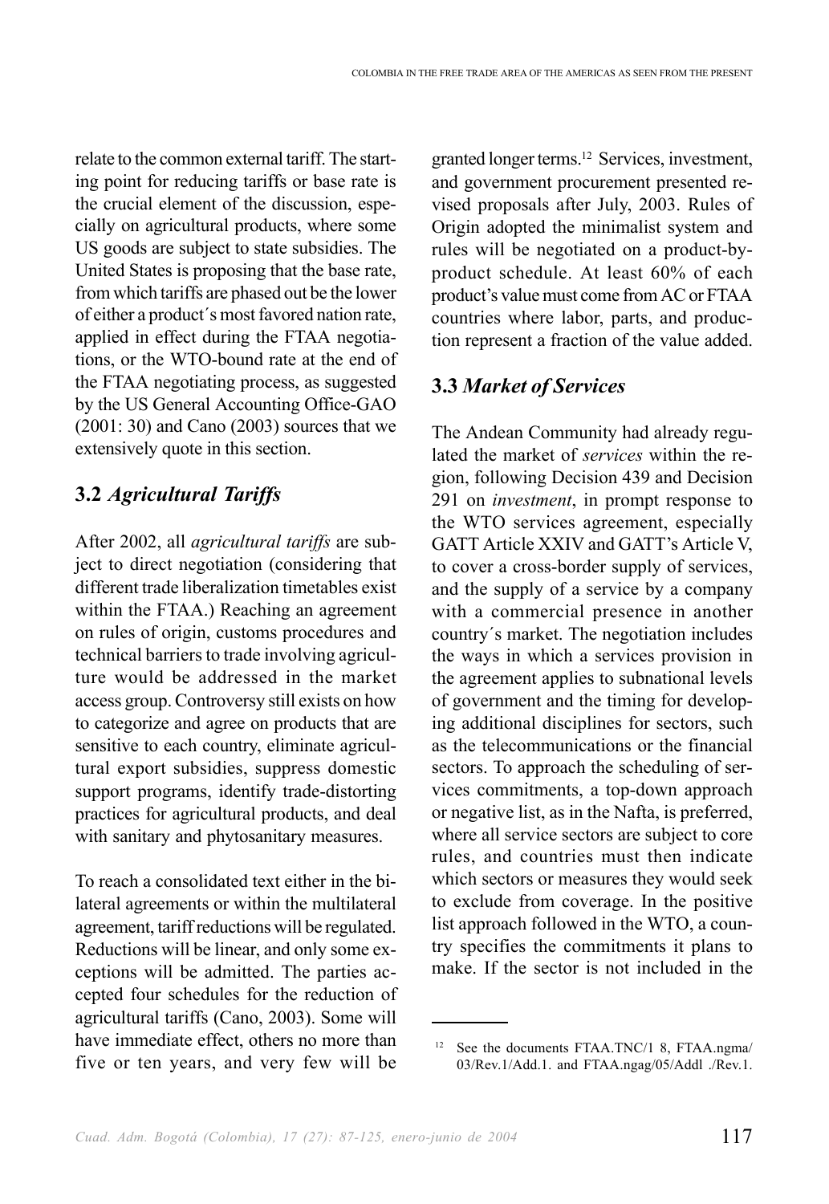relate to the common external tariff. The starting point for reducing tariffs or base rate is the crucial element of the discussion, especially on agricultural products, where some US goods are subject to state subsidies. The United States is proposing that the base rate, from which tariffs are phased out be the lower of either a product´s most favored nation rate, applied in effect during the FTAA negotiations, or the WTO-bound rate at the end of the FTAA negotiating process, as suggested by the US General Accounting Office-GAO (2001: 30) and Cano (2003) sources that we extensively quote in this section.

## 3.2 *Agricultural Tariffs*

After 2002, all *agricultural tariffs* are subject to direct negotiation (considering that different trade liberalization timetables exist within the FTAA.) Reaching an agreement on rules of origin, customs procedures and technical barriers to trade involving agriculture would be addressed in the market access group. Controversy still exists on how to categorize and agree on products that are sensitive to each country, eliminate agricultural export subsidies, suppress domestic support programs, identify trade-distorting practices for agricultural products, and deal with sanitary and phytosanitary measures.

To reach a consolidated text either in the bilateral agreements or within the multilateral agreement, tariff reductions will be regulated. Reductions will be linear, and only some exceptions will be admitted. The parties accepted four schedules for the reduction of agricultural tariffs (Cano, 2003). Some will have immediate effect, others no more than five or ten years, and very few will be granted longer terms.[12] Services, investment, and government procurement presented revised proposals after July, 2003. Rules of Origin adopted the minimalist system and rules will be negotiated on a product-by-product schedule. At least 60% of each product's value must come from AC or FTAA countries where labor, parts, and production represent a fraction of the value added.

## 3.3 *Market of Services*

The Andean Community had already regulated the market of *services* within the region, following Decision 439 and Decision 291 on *investment*, in prompt response to the WTO services agreement, especially GATT Article XXIV and GATT's Article V, to cover a cross-border supply of services, and the supply of a service by a company with a commercial presence in another country´s market. The negotiation includes the ways in which a services provision in the agreement applies to subnational levels of government and the timing for developing additional disciplines for sectors, such as the telecommunications or the financial sectors. To approach the scheduling of services commitments, a top-down approach or negative list, as in the Nafta, is preferred, where all service sectors are subject to core rules, and countries must then indicate which sectors or measures they would seek to exclude from coverage. In the positive list approach followed in the WTO, a country specifies the commitments it plans to make. If the sector is not included in the

---

[12] See the documents FTAA.TNC/1 8, FTAA.ngma/03/Rev.1/Add.1. and FTAA.ngag/05/Addl ./Rev.1.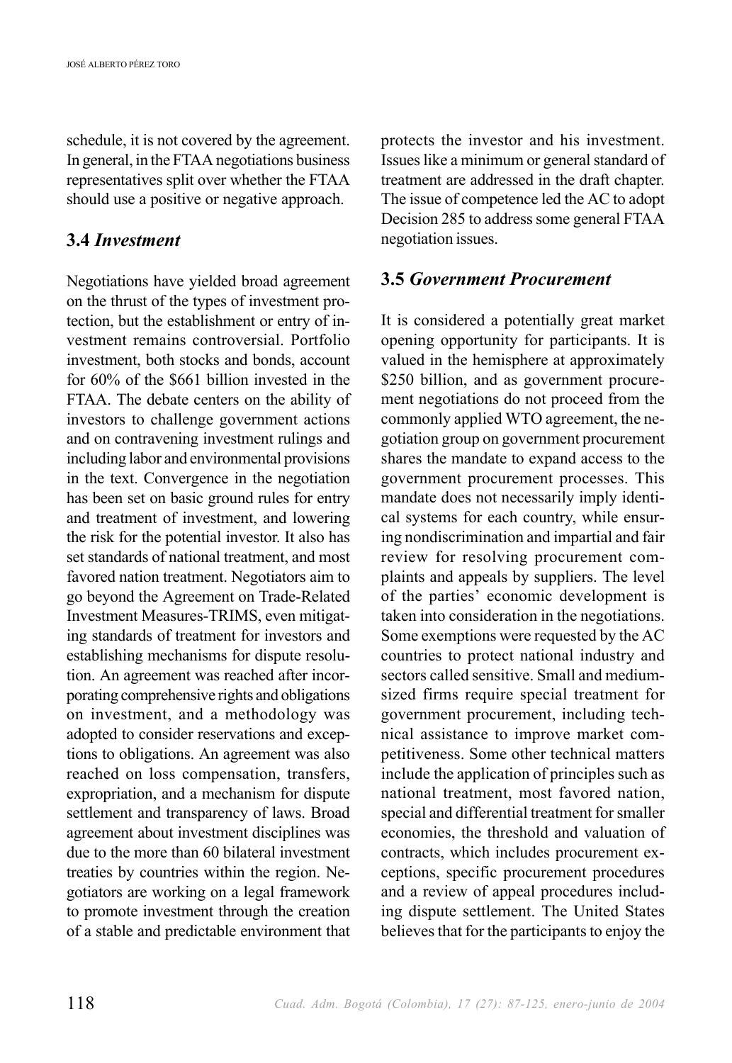schedule, it is not covered by the agreement. In general, in the FTAA negotiations business representatives split over whether the FTAA should use a positive or negative approach.

### 3.4 *Investment*

Negotiations have yielded broad agreement on the thrust of the types of investment protection, but the establishment or entry of investment remains controversial. Portfolio investment, both stocks and bonds, account for 60% of the $661 billion invested in the FTAA. The debate centers on the ability of investors to challenge government actions and on contravening investment rulings and including labor and environmental provisions in the text. Convergence in the negotiation has been set on basic ground rules for entry and treatment of investment, and lowering the risk for the potential investor. It also has set standards of national treatment, and most favored nation treatment. Negotiators aim to go beyond the Agreement on Trade-Related Investment Measures-TRIMS, even mitigating standards of treatment for investors and establishing mechanisms for dispute resolution. An agreement was reached after incorporating comprehensive rights and obligations on investment, and a methodology was adopted to consider reservations and exceptions to obligations. An agreement was also reached on loss compensation, transfers, expropriation, and a mechanism for dispute settlement and transparency of laws. Broad agreement about investment disciplines was due to the more than 60 bilateral investment treaties by countries within the region. Negotiators are working on a legal framework to promote investment through the creation of a stable and predictable environment that protects the investor and his investment. Issues like a minimum or general standard of treatment are addressed in the draft chapter. The issue of competence led the AC to adopt Decision 285 to address some general FTAA negotiation issues.

### 3.5 *Government Procurement*

It is considered a potentially great market opening opportunity for participants. It is valued in the hemisphere at approximately $250 billion, and as government procurement negotiations do not proceed from the commonly applied WTO agreement, the negotiation group on government procurement shares the mandate to expand access to the government procurement processes. This mandate does not necessarily imply identical systems for each country, while ensuring nondiscrimination and impartial and fair review for resolving procurement complaints and appeals by suppliers. The level of the parties' economic development is taken into consideration in the negotiations. Some exemptions were requested by the AC countries to protect national industry and sectors called sensitive. Small and medium-sized firms require special treatment for government procurement, including technical assistance to improve market competitiveness. Some other technical matters include the application of principles such as national treatment, most favored nation, special and differential treatment for smaller economies, the threshold and valuation of contracts, which includes procurement exceptions, specific procurement procedures and a review of appeal procedures including dispute settlement. The United States believes that for the participants to enjoy the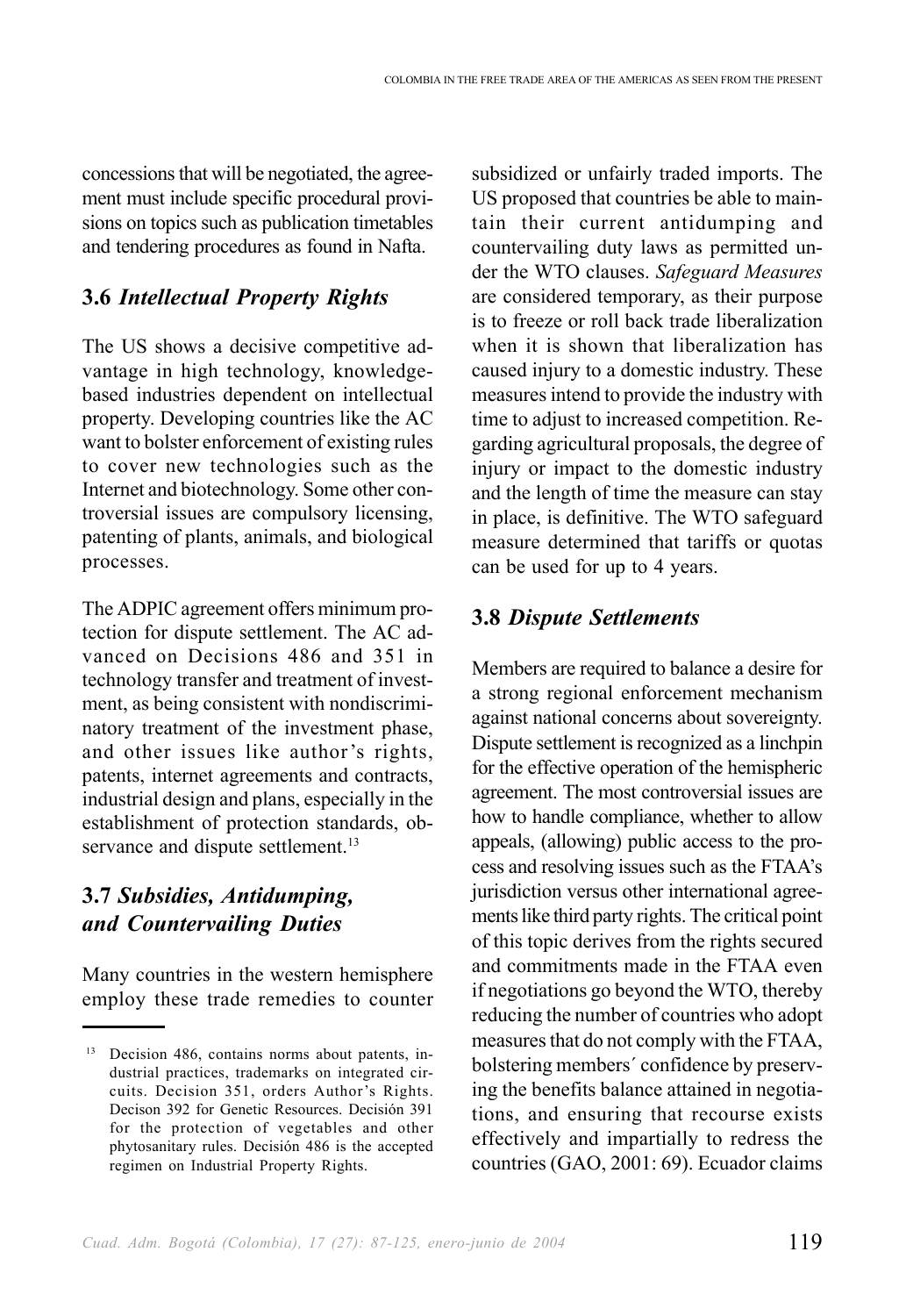concessions that will be negotiated, the agreement must include specific procedural provisions on topics such as publication timetables and tendering procedures as found in Nafta.

### 3.6 *Intellectual Property Rights*

The US shows a decisive competitive advantage in high technology, knowledge-based industries dependent on intellectual property. Developing countries like the AC want to bolster enforcement of existing rules to cover new technologies such as the Internet and biotechnology. Some other controversial issues are compulsory licensing, patenting of plants, animals, and biological processes.

The ADPIC agreement offers minimum protection for dispute settlement. The AC advanced on Decisions 486 and 351 in technology transfer and treatment of investment, as being consistent with nondiscriminatory treatment of the investment phase, and other issues like author's rights, patents, internet agreements and contracts, industrial design and plans, especially in the establishment of protection standards, observance and dispute settlement.[13]

### 3.7 *Subsidies, Antidumping, and Countervailing Duties*

Many countries in the western hemisphere employ these trade remedies to counter subsidized or unfairly traded imports. The US proposed that countries be able to maintain their current antidumping and countervailing duty laws as permitted under the WTO clauses. *Safeguard Measures* are considered temporary, as their purpose is to freeze or roll back trade liberalization when it is shown that liberalization has caused injury to a domestic industry. These measures intend to provide the industry with time to adjust to increased competition. Regarding agricultural proposals, the degree of injury or impact to the domestic industry and the length of time the measure can stay in place, is definitive. The WTO safeguard measure determined that tariffs or quotas can be used for up to 4 years.

### 3.8 *Dispute Settlements*

Members are required to balance a desire for a strong regional enforcement mechanism against national concerns about sovereignty. Dispute settlement is recognized as a linchpin for the effective operation of the hemispheric agreement. The most controversial issues are how to handle compliance, whether to allow appeals, (allowing) public access to the process and resolving issues such as the FTAA's jurisdiction versus other international agreements like third party rights. The critical point of this topic derives from the rights secured and commitments made in the FTAA even if negotiations go beyond the WTO, thereby reducing the number of countries who adopt measures that do not comply with the FTAA, bolstering members´ confidence by preserving the benefits balance attained in negotiations, and ensuring that recourse exists effectively and impartially to redress the countries (GAO, 2001: 69). Ecuador claims

---

[13] Decision 486, contains norms about patents, industrial practices, trademarks on integrated circuits. Decision 351, orders Author's Rights. Decison 392 for Genetic Resources. Decisión 391 for the protection of vegetables and other phytosanitary rules. Decisión 486 is the accepted regimen on Industrial Property Rights.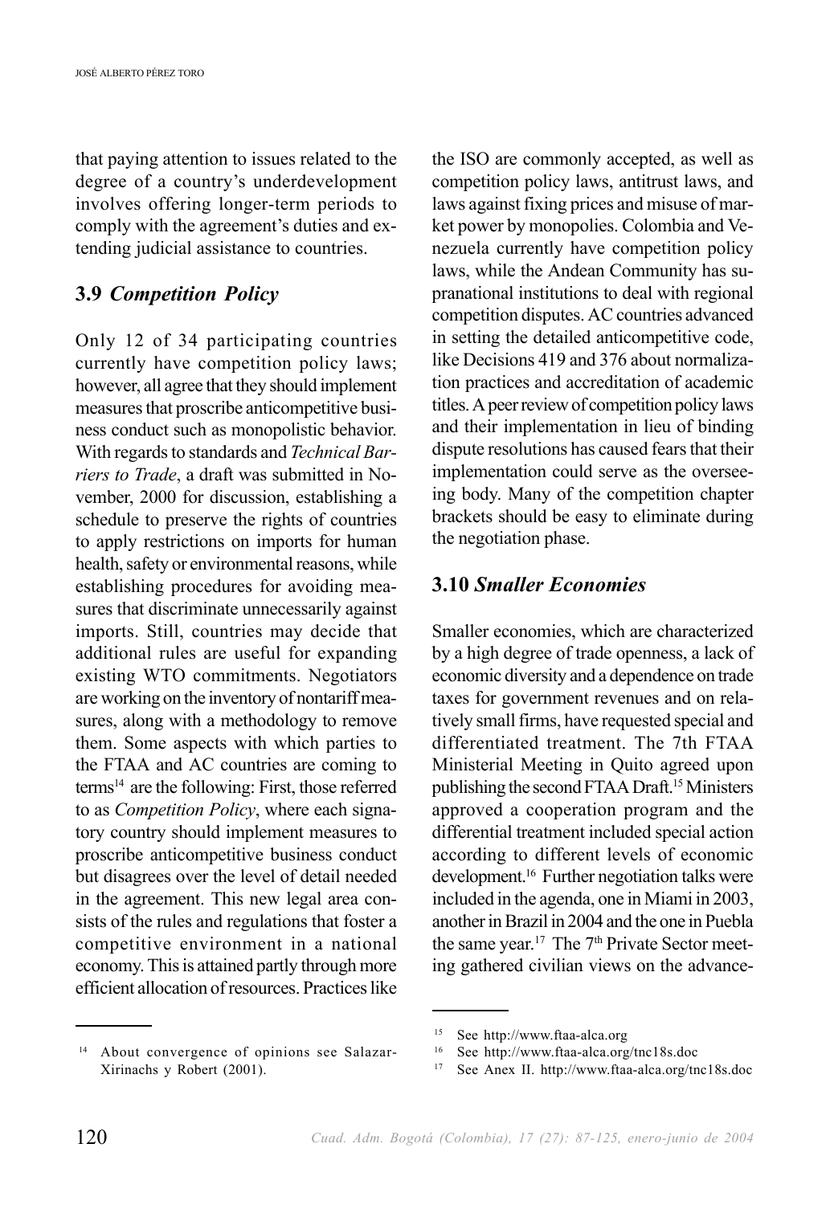that paying attention to issues related to the degree of a country's underdevelopment involves offering longer-term periods to comply with the agreement's duties and extending judicial assistance to countries.

### 3.9 *Competition Policy*

Only 12 of 34 participating countries currently have competition policy laws; however, all agree that they should implement measures that proscribe anticompetitive business conduct such as monopolistic behavior. With regards to standards and *Technical Barriers to Trade*, a draft was submitted in November, 2000 for discussion, establishing a schedule to preserve the rights of countries to apply restrictions on imports for human health, safety or environmental reasons, while establishing procedures for avoiding measures that discriminate unnecessarily against imports. Still, countries may decide that additional rules are useful for expanding existing WTO commitments. Negotiators are working on the inventory of nontariff measures, along with a methodology to remove them. Some aspects with which parties to the FTAA and AC countries are coming to terms[14] are the following: First, those referred to as *Competition Policy*, where each signatory country should implement measures to proscribe anticompetitive business conduct but disagrees over the level of detail needed in the agreement. This new legal area consists of the rules and regulations that foster a competitive environment in a national economy. This is attained partly through more efficient allocation of resources. Practices like the ISO are commonly accepted, as well as competition policy laws, antitrust laws, and laws against fixing prices and misuse of market power by monopolies. Colombia and Venezuela currently have competition policy laws, while the Andean Community has supranational institutions to deal with regional competition disputes. AC countries advanced in setting the detailed anticompetitive code, like Decisions 419 and 376 about normalization practices and accreditation of academic titles. A peer review of competition policy laws and their implementation in lieu of binding dispute resolutions has caused fears that their implementation could serve as the overseeing body. Many of the competition chapter brackets should be easy to eliminate during the negotiation phase.

### 3.10 *Smaller Economies*

Smaller economies, which are characterized by a high degree of trade openness, a lack of economic diversity and a dependence on trade taxes for government revenues and on relatively small firms, have requested special and differentiated treatment. The 7th FTAA Ministerial Meeting in Quito agreed upon publishing the second FTAA Draft.[15] Ministers approved a cooperation program and the differential treatment included special action according to different levels of economic development.[16] Further negotiation talks were included in the agenda, one in Miami in 2003, another in Brazil in 2004 and the one in Puebla the same year.[17] The 7th Private Sector meeting gathered civilian views on the advance-

---

[14] About convergence of opinions see Salazar-Xirinachs y Robert (2001).

[15] See http://www.ftaa-alca.org

[16] See http://www.ftaa-alca.org/tnc18s.doc

[17] See Anex II. http://www.ftaa-alca.org/tnc18s.doc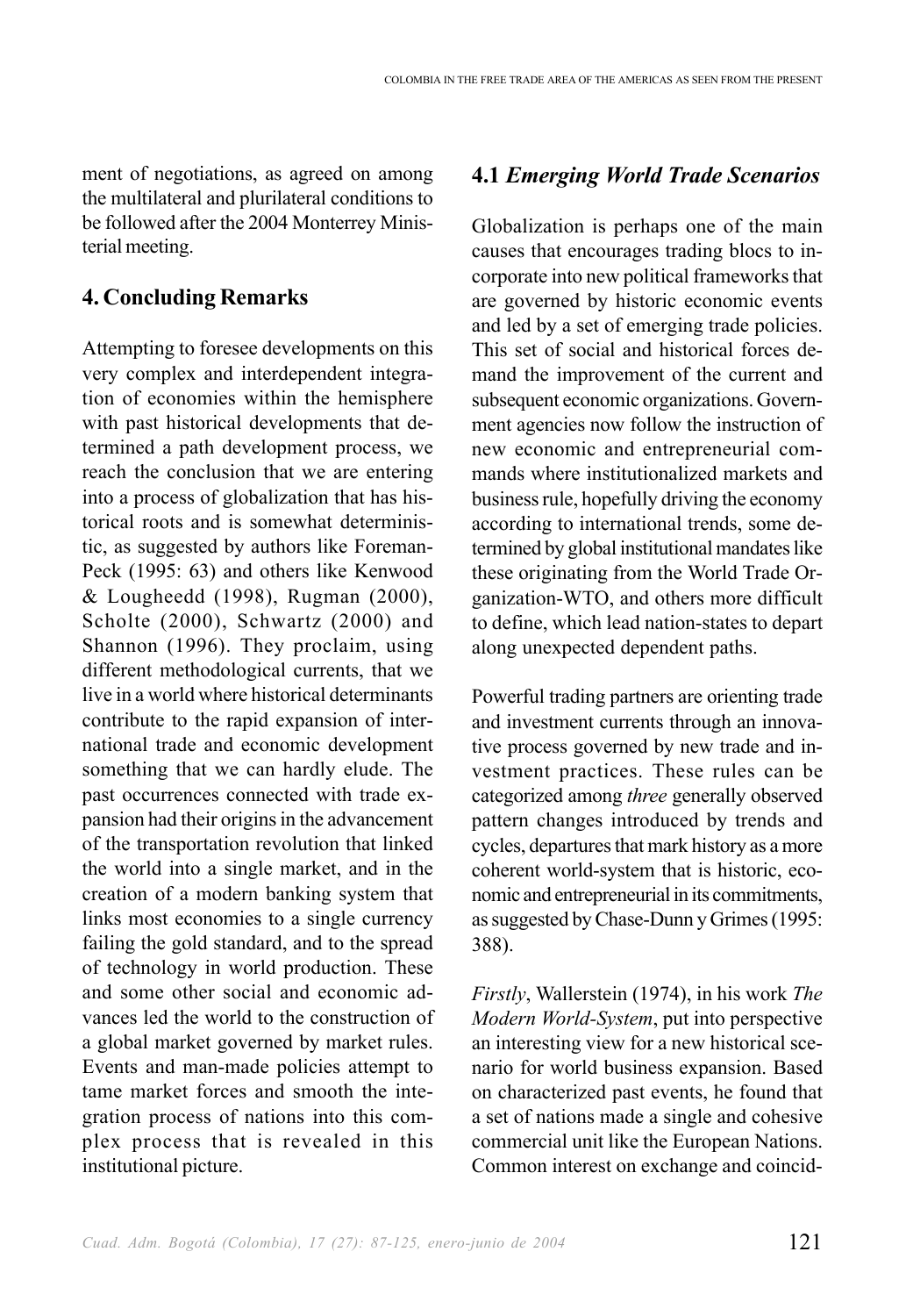ment of negotiations, as agreed on among the multilateral and plurilateral conditions to be followed after the 2004 Monterrey Ministerial meeting.

## 4. Concluding Remarks

Attempting to foresee developments on this very complex and interdependent integration of economies within the hemisphere with past historical developments that determined a path development process, we reach the conclusion that we are entering into a process of globalization that has historical roots and is somewhat deterministic, as suggested by authors like Foreman-Peck (1995: 63) and others like Kenwood & Lougheedd (1998), Rugman (2000), Scholte (2000), Schwartz (2000) and Shannon (1996). They proclaim, using different methodological currents, that we live in a world where historical determinants contribute to the rapid expansion of international trade and economic development something that we can hardly elude. The past occurrences connected with trade expansion had their origins in the advancement of the transportation revolution that linked the world into a single market, and in the creation of a modern banking system that links most economies to a single currency failing the gold standard, and to the spread of technology in world production. These and some other social and economic advances led the world to the construction of a global market governed by market rules. Events and man-made policies attempt to tame market forces and smooth the integration process of nations into this complex process that is revealed in this institutional picture.

### 4.1 *Emerging World Trade Scenarios*

Globalization is perhaps one of the main causes that encourages trading blocs to incorporate into new political frameworks that are governed by historic economic events and led by a set of emerging trade policies. This set of social and historical forces demand the improvement of the current and subsequent economic organizations. Government agencies now follow the instruction of new economic and entrepreneurial commands where institutionalized markets and business rule, hopefully driving the economy according to international trends, some determined by global institutional mandates like these originating from the World Trade Organization-WTO, and others more difficult to define, which lead nation-states to depart along unexpected dependent paths.

Powerful trading partners are orienting trade and investment currents through an innovative process governed by new trade and investment practices. These rules can be categorized among *three* generally observed pattern changes introduced by trends and cycles, departures that mark history as a more coherent world-system that is historic, economic and entrepreneurial in its commitments, as suggested by Chase-Dunn y Grimes (1995: 388).

*Firstly*, Wallerstein (1974), in his work *The Modern World-System*, put into perspective an interesting view for a new historical scenario for world business expansion. Based on characterized past events, he found that a set of nations made a single and cohesive commercial unit like the European Nations. Common interest on exchange and coincid-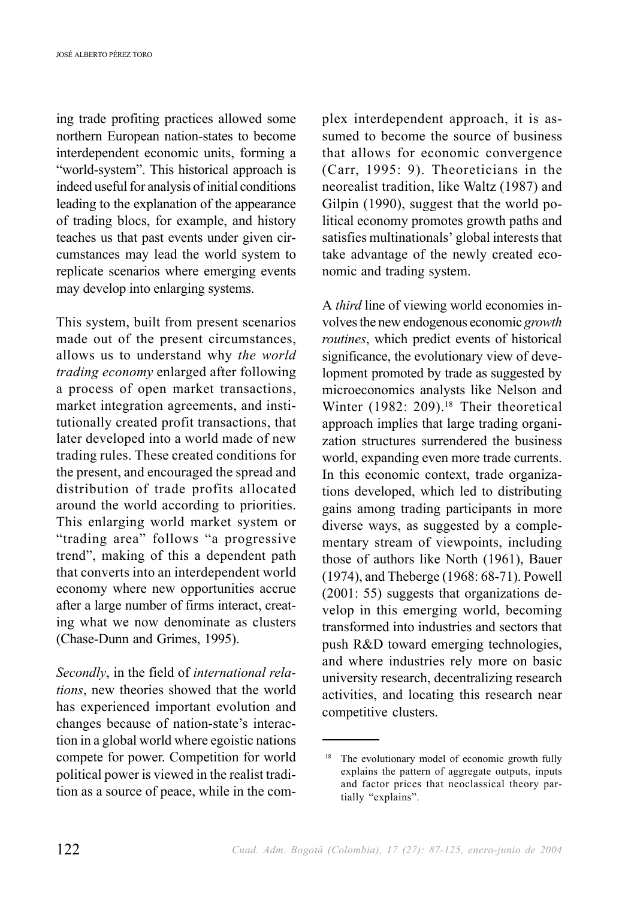ing trade profiting practices allowed some northern European nation-states to become interdependent economic units, forming a "world-system". This historical approach is indeed useful for analysis of initial conditions leading to the explanation of the appearance of trading blocs, for example, and history teaches us that past events under given circumstances may lead the world system to replicate scenarios where emerging events may develop into enlarging systems.

This system, built from present scenarios made out of the present circumstances, allows us to understand why *the world trading economy* enlarged after following a process of open market transactions, market integration agreements, and institutionally created profit transactions, that later developed into a world made of new trading rules. These created conditions for the present, and encouraged the spread and distribution of trade profits allocated around the world according to priorities. This enlarging world market system or "trading area" follows "a progressive trend", making of this a dependent path that converts into an interdependent world economy where new opportunities accrue after a large number of firms interact, creating what we now denominate as clusters (Chase-Dunn and Grimes, 1995).

*Secondly*, in the field of *international relations*, new theories showed that the world has experienced important evolution and changes because of nation-state's interaction in a global world where egoistic nations compete for power. Competition for world political power is viewed in the realist tradition as a source of peace, while in the complex interdependent approach, it is assumed to become the source of business that allows for economic convergence (Carr, 1995: 9). Theoreticians in the neorealist tradition, like Waltz (1987) and Gilpin (1990), suggest that the world political economy promotes growth paths and satisfies multinationals' global interests that take advantage of the newly created economic and trading system.

A *third* line of viewing world economies involves the new endogenous economic *growth routines*, which predict events of historical significance, the evolutionary view of development promoted by trade as suggested by microeconomics analysts like Nelson and Winter (1982: 209).[18] Their theoretical approach implies that large trading organization structures surrendered the business world, expanding even more trade currents. In this economic context, trade organizations developed, which led to distributing gains among trading participants in more diverse ways, as suggested by a complementary stream of viewpoints, including those of authors like North (1961), Bauer (1974), and Theberge (1968: 68-71). Powell (2001: 55) suggests that organizations develop in this emerging world, becoming transformed into industries and sectors that push R&D toward emerging technologies, and where industries rely more on basic university research, decentralizing research activities, and locating this research near competitive clusters.

---

[18] The evolutionary model of economic growth fully explains the pattern of aggregate outputs, inputs and factor prices that neoclassical theory partially "explains".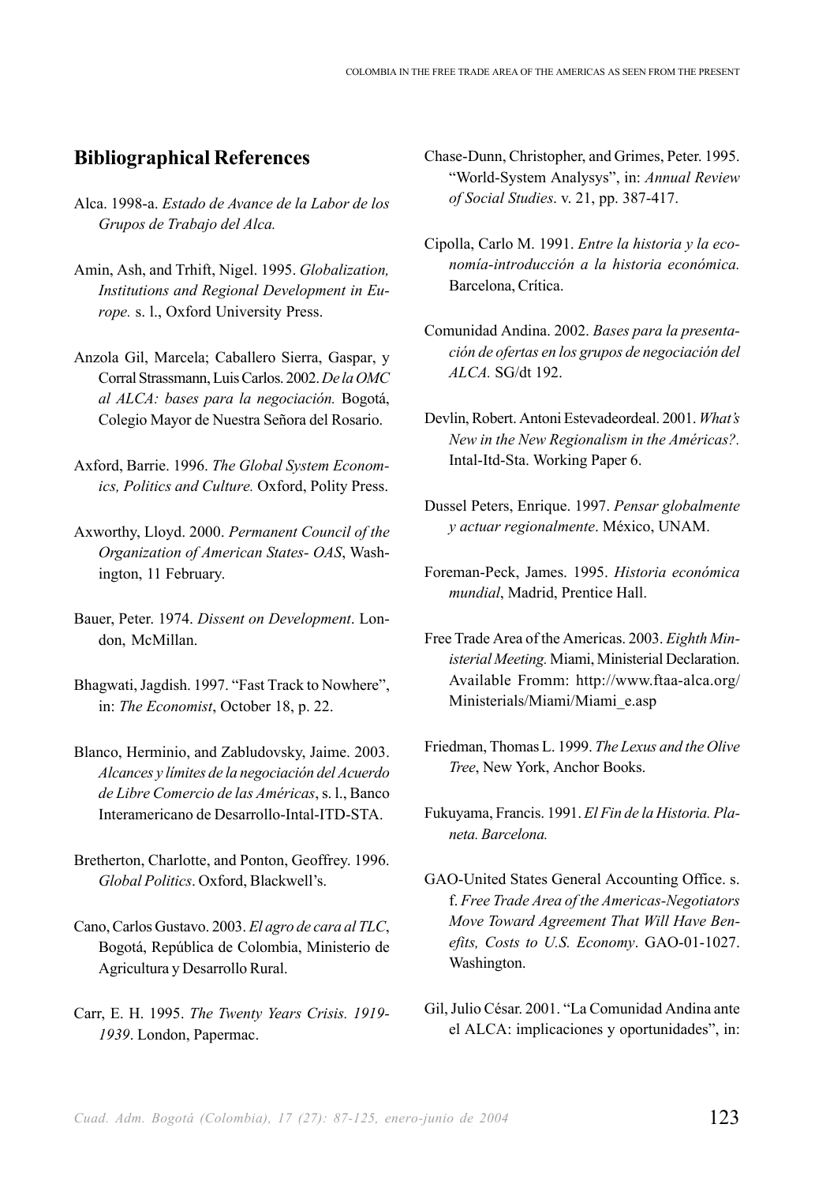## Bibliographical References

Alca. 1998-a. *Estado de Avance de la Labor de los Grupos de Trabajo del Alca.*

Amin, Ash, and Trhift, Nigel. 1995. *Globalization, Institutions and Regional Development in Europe.* s. l., Oxford University Press.

Anzola Gil, Marcela; Caballero Sierra, Gaspar, y Corral Strassmann, Luis Carlos. 2002. *De la OMC al ALCA: bases para la negociación.* Bogotá, Colegio Mayor de Nuestra Señora del Rosario.

Axford, Barrie. 1996. *The Global System Economics, Politics and Culture.* Oxford, Polity Press.

Axworthy, Lloyd. 2000. *Permanent Council of the Organization of American States- OAS*, Washington, 11 February.

Bauer, Peter. 1974. *Dissent on Development*. London, McMillan.

Bhagwati, Jagdish. 1997. "Fast Track to Nowhere", in: *The Economist*, October 18, p. 22.

Blanco, Herminio, and Zabludovsky, Jaime. 2003. *Alcances y límites de la negociación del Acuerdo de Libre Comercio de las Américas*, s. l., Banco Interamericano de Desarrollo-Intal-ITD-STA.

Bretherton, Charlotte, and Ponton, Geoffrey. 1996. *Global Politics*. Oxford, Blackwell's.

Cano, Carlos Gustavo. 2003. *El agro de cara al TLC*, Bogotá, República de Colombia, Ministerio de Agricultura y Desarrollo Rural.

Carr, E. H. 1995. *The Twenty Years Crisis. 1919-1939*. London, Papermac.

Chase-Dunn, Christopher, and Grimes, Peter. 1995. "World-System Analysys", in: *Annual Review of Social Studies*. v. 21, pp. 387-417.

Cipolla, Carlo M. 1991. *Entre la historia y la economía-introducción a la historia económica.* Barcelona, Crítica.

Comunidad Andina. 2002. *Bases para la presentación de ofertas en los grupos de negociación del ALCA.* SG/dt 192.

Devlin, Robert. Antoni Estevadeordeal. 2001. *What's New in the New Regionalism in the Américas?.* Intal-Itd-Sta. Working Paper 6.

Dussel Peters, Enrique. 1997. *Pensar globalmente y actuar regionalmente*. México, UNAM.

Foreman-Peck, James. 1995. *Historia económica mundial*, Madrid, Prentice Hall.

Free Trade Area of the Americas. 2003. *Eighth Ministerial Meeting.* Miami, Ministerial Declaration. Available Fromm: http://www.ftaa-alca.org/Ministerials/Miami/Miami_e.asp

Friedman, Thomas L. 1999. *The Lexus and the Olive Tree*, New York, Anchor Books.

Fukuyama, Francis. 1991. *El Fin de la Historia. Planeta. Barcelona.*

GAO-United States General Accounting Office. s. f. *Free Trade Area of the Americas-Negotiators Move Toward Agreement That Will Have Benefits, Costs to U.S. Economy*. GAO-01-1027. Washington.

Gil, Julio César. 2001. "La Comunidad Andina ante el ALCA: implicaciones y oportunidades", in: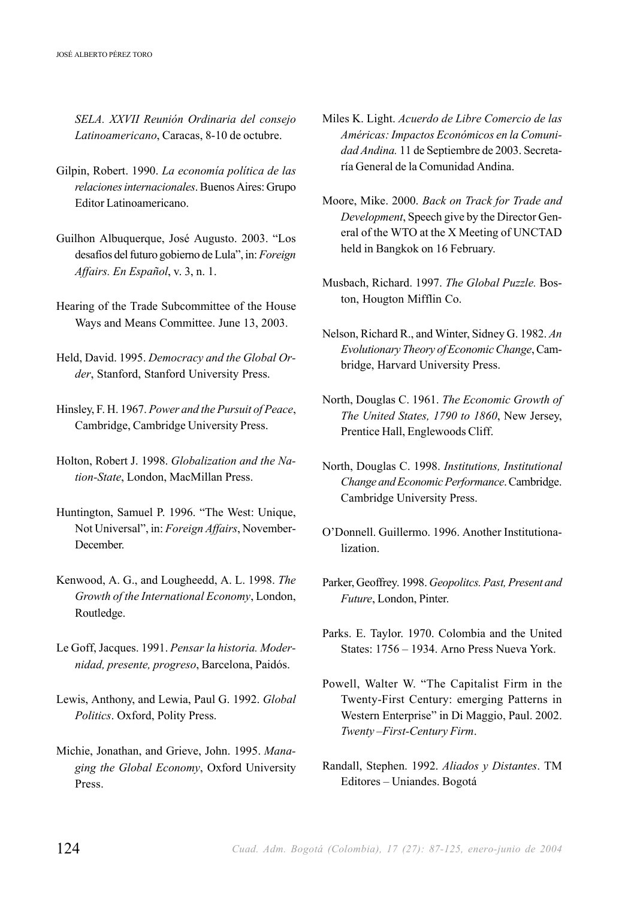*SELA. XXVII Reunión Ordinaria del consejo Latinoamericano*, Caracas, 8-10 de octubre.

Gilpin, Robert. 1990. *La economía política de las relaciones internacionales*. Buenos Aires: Grupo Editor Latinoamericano.

Guilhon Albuquerque, José Augusto. 2003. "Los desafíos del futuro gobierno de Lula", in: *Foreign Affairs. En Español*, v. 3, n. 1.

Hearing of the Trade Subcommittee of the House Ways and Means Committee. June 13, 2003.

Held, David. 1995. *Democracy and the Global Order*, Stanford, Stanford University Press.

Hinsley, F. H. 1967. *Power and the Pursuit of Peace*, Cambridge, Cambridge University Press.

Holton, Robert J. 1998. *Globalization and the Nation-State*, London, MacMillan Press.

Huntington, Samuel P. 1996. "The West: Unique, Not Universal", in: *Foreign Affairs*, November-December.

Kenwood, A. G., and Lougheedd, A. L. 1998. *The Growth of the International Economy*, London, Routledge.

Le Goff, Jacques. 1991. *Pensar la historia. Modernidad, presente, progreso*, Barcelona, Paidós.

Lewis, Anthony, and Lewia, Paul G. 1992. *Global Politics*. Oxford, Polity Press.

Michie, Jonathan, and Grieve, John. 1995. *Managing the Global Economy*, Oxford University Press.

Miles K. Light. *Acuerdo de Libre Comercio de las Américas: Impactos Económicos en la Comunidad Andina.* 11 de Septiembre de 2003. Secretaría General de la Comunidad Andina.

Moore, Mike. 2000. *Back on Track for Trade and Development*, Speech give by the Director General of the WTO at the X Meeting of UNCTAD held in Bangkok on 16 February.

Musbach, Richard. 1997. *The Global Puzzle.* Boston, Hougton Mifflin Co.

Nelson, Richard R., and Winter, Sidney G. 1982. *An Evolutionary Theory of Economic Change*, Cambridge, Harvard University Press.

North, Douglas C. 1961. *The Economic Growth of The United States, 1790 to 1860*, New Jersey, Prentice Hall, Englewoods Cliff.

North, Douglas C. 1998. *Institutions, Institutional Change and Economic Performance*. Cambridge. Cambridge University Press.

O'Donnell. Guillermo. 1996. Another Institutionalization.

Parker, Geoffrey. 1998. *Geopolitcs. Past, Present and Future*, London, Pinter.

Parks. E. Taylor. 1970. Colombia and the United States: 1756 – 1934. Arno Press Nueva York.

Powell, Walter W. "The Capitalist Firm in the Twenty-First Century: emerging Patterns in Western Enterprise" in Di Maggio, Paul. 2002. *Twenty –First-Century Firm*.

Randall, Stephen. 1992. *Aliados y Distantes*. TM Editores – Uniandes. Bogotá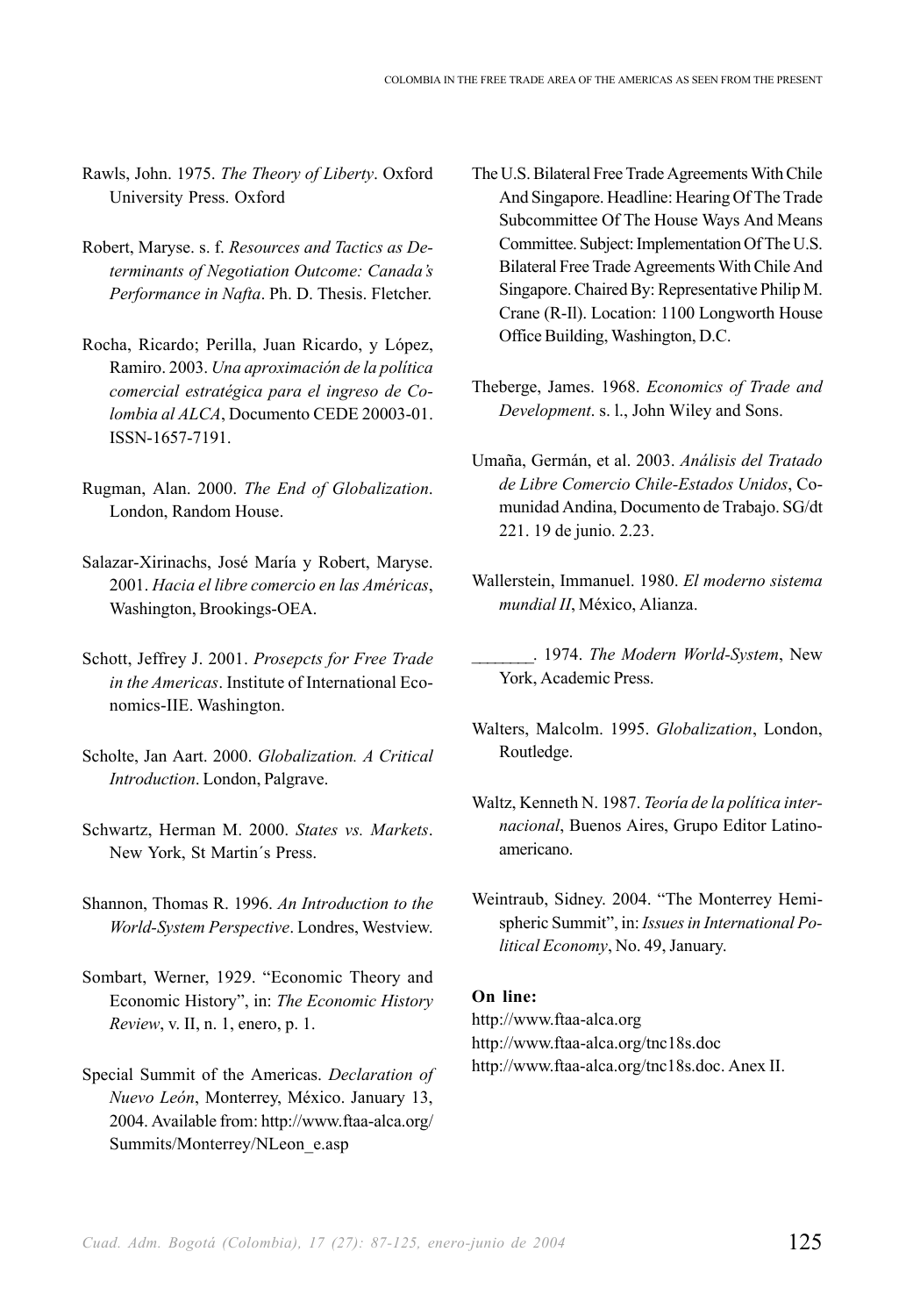Rawls, John. 1975. *The Theory of Liberty*. Oxford University Press. Oxford

Robert, Maryse. s. f. *Resources and Tactics as Determinants of Negotiation Outcome: Canada's Performance in Nafta*. Ph. D. Thesis. Fletcher.

Rocha, Ricardo; Perilla, Juan Ricardo, y López, Ramiro. 2003. *Una aproximación de la política comercial estratégica para el ingreso de Colombia al ALCA*, Documento CEDE 20003-01. ISSN-1657-7191.

Rugman, Alan. 2000. *The End of Globalization*. London, Random House.

Salazar-Xirinachs, José María y Robert, Maryse. 2001. *Hacia el libre comercio en las Américas*, Washington, Brookings-OEA.

Schott, Jeffrey J. 2001. *Prosepcts for Free Trade in the Americas*. Institute of International Economics-IIE. Washington.

Scholte, Jan Aart. 2000. *Globalization. A Critical Introduction*. London, Palgrave.

Schwartz, Herman M. 2000. *States vs. Markets*. New York, St Martin´s Press.

Shannon, Thomas R. 1996. *An Introduction to the World-System Perspective*. Londres, Westview.

Sombart, Werner, 1929. "Economic Theory and Economic History", in: *The Economic History Review*, v. II, n. 1, enero, p. 1.

Special Summit of the Americas. *Declaration of Nuevo León*, Monterrey, México. January 13, 2004. Available from: http://www.ftaa-alca.org/Summits/Monterrey/NLeon_e.asp

The U.S. Bilateral Free Trade Agreements With Chile And Singapore. Headline: Hearing Of The Trade Subcommittee Of The House Ways And Means Committee. Subject: Implementation Of The U.S. Bilateral Free Trade Agreements With Chile And Singapore. Chaired By: Representative Philip M. Crane (R-Il). Location: 1100 Longworth House Office Building, Washington, D.C.

Theberge, James. 1968. *Economics of Trade and Development*. s. l., John Wiley and Sons.

Umaña, Germán, et al. 2003. *Análisis del Tratado de Libre Comercio Chile-Estados Unidos*, Comunidad Andina, Documento de Trabajo. SG/dt 221. 19 de junio. 2.23.

Wallerstein, Immanuel. 1980. *El moderno sistema mundial II*, México, Alianza.

_______. 1974. *The Modern World-System*, New York, Academic Press.

Walters, Malcolm. 1995. *Globalization*, London, Routledge.

Waltz, Kenneth N. 1987. *Teoría de la política internacional*, Buenos Aires, Grupo Editor Latinoamericano.

Weintraub, Sidney. 2004. "The Monterrey Hemispheric Summit", in: *Issues in International Political Economy*, No. 49, January.

**On line:**

http://www.ftaa-alca.org
http://www.ftaa-alca.org/tnc18s.doc
http://www.ftaa-alca.org/tnc18s.doc. Anex II.